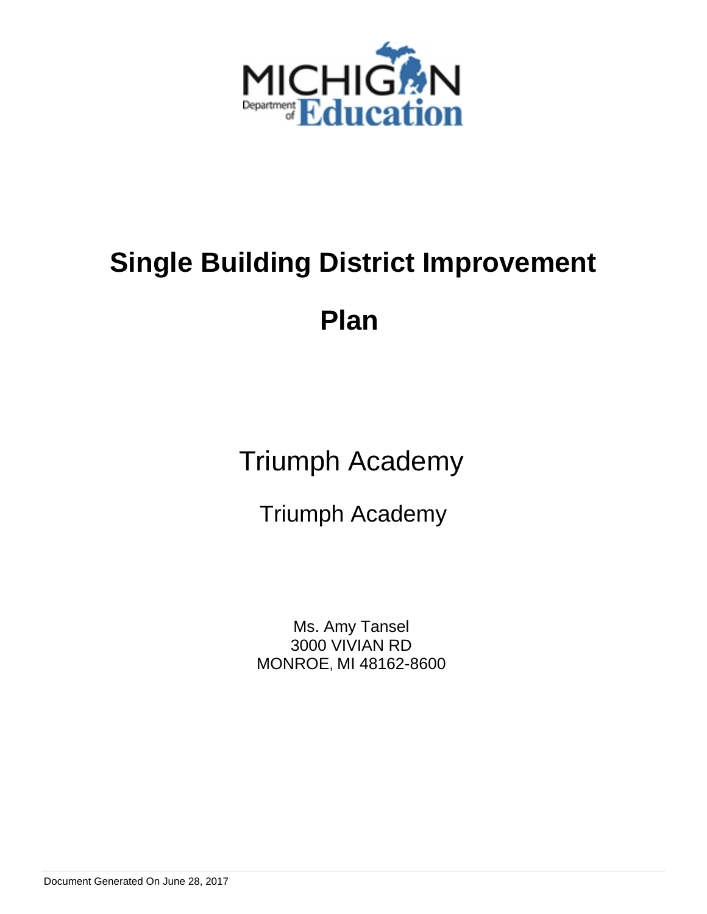# Single Building District Improvement Plan

## Triumph Academy

### Triumph Academy

Ms. Amy Tansel
3000 VIVIAN RD
MONROE, MI 48162-8600

Document Generated On June 28, 2017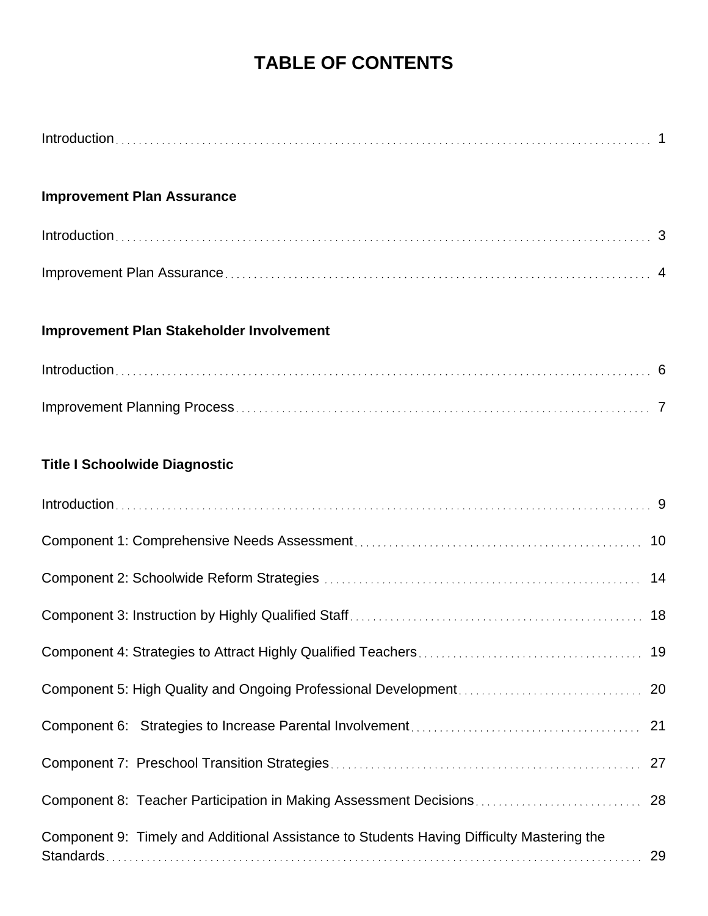# TABLE OF CONTENTS

Introduction . . . . . . . . . . 1

**Improvement Plan Assurance**

Introduction . . . . . . . . . . 3

Improvement Plan Assurance . . . . . . . . . . 4

**Improvement Plan Stakeholder Involvement**

Introduction . . . . . . . . . . 6

Improvement Planning Process . . . . . . . . . . 7

**Title I Schoolwide Diagnostic**

Introduction . . . . . . . . . . 9

Component 1: Comprehensive Needs Assessment . . . . . . . . . . 10

Component 2: Schoolwide Reform Strategies . . . . . . . . . . 14

Component 3: Instruction by Highly Qualified Staff . . . . . . . . . . 18

Component 4: Strategies to Attract Highly Qualified Teachers . . . . . . . . . . 19

Component 5: High Quality and Ongoing Professional Development . . . . . . . . . . 20

Component 6: Strategies to Increase Parental Involvement . . . . . . . . . . 21

Component 7: Preschool Transition Strategies . . . . . . . . . . 27

Component 8: Teacher Participation in Making Assessment Decisions . . . . . . . . . . 28

Component 9: Timely and Additional Assistance to Students Having Difficulty Mastering the Standards . . . . . . . . . . 29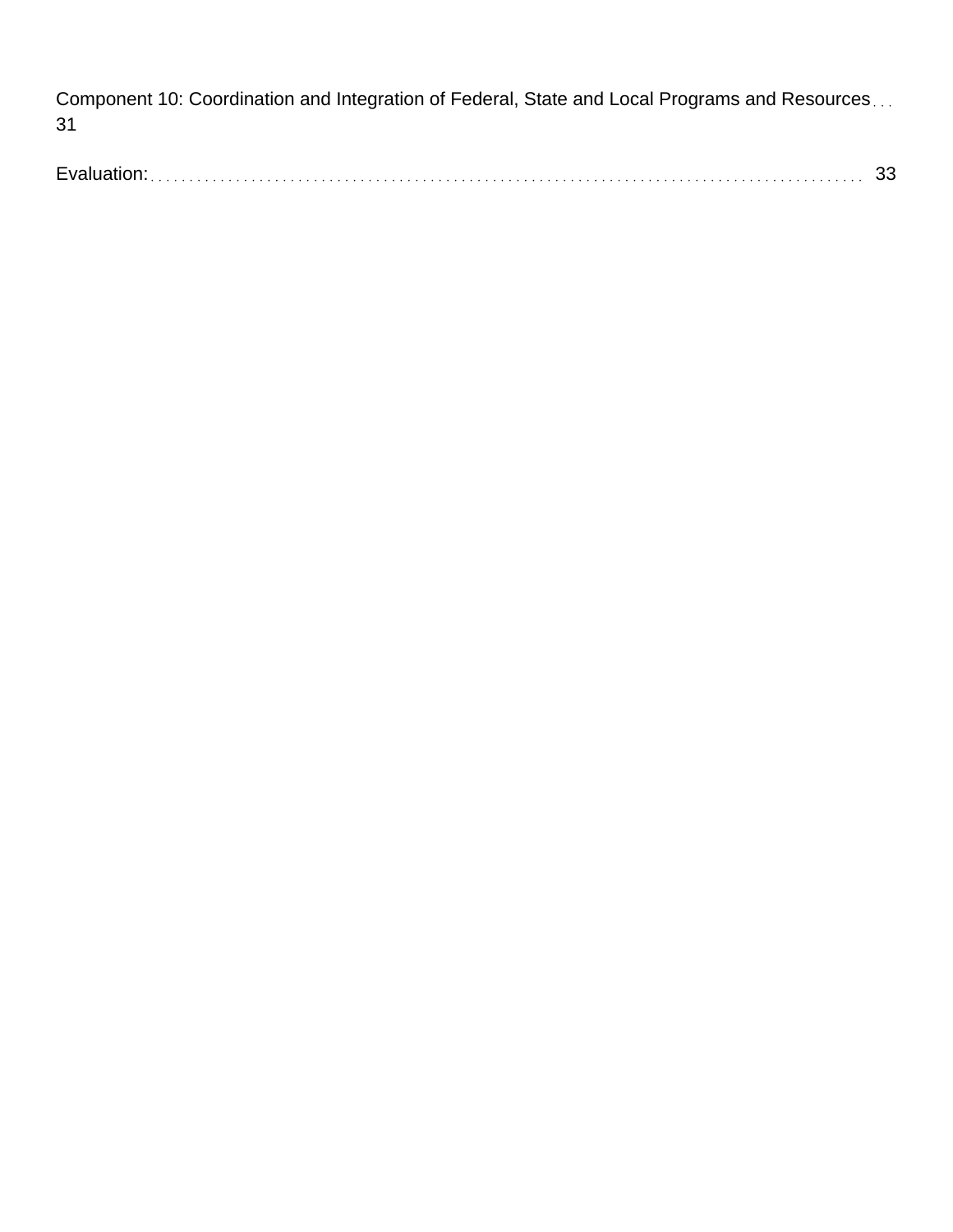Component 10: Coordination and Integration of Federal, State and Local Programs and Resources . . . 31

Evaluation: . . . . . . . . . . . . . . . . . . . . . . . . . . . . . . . . . . . . . . . . . . . . . . . . . . . . . . . . . . . . . . . . . . . . . . . . . . . . . . . . . . . . . . . . 33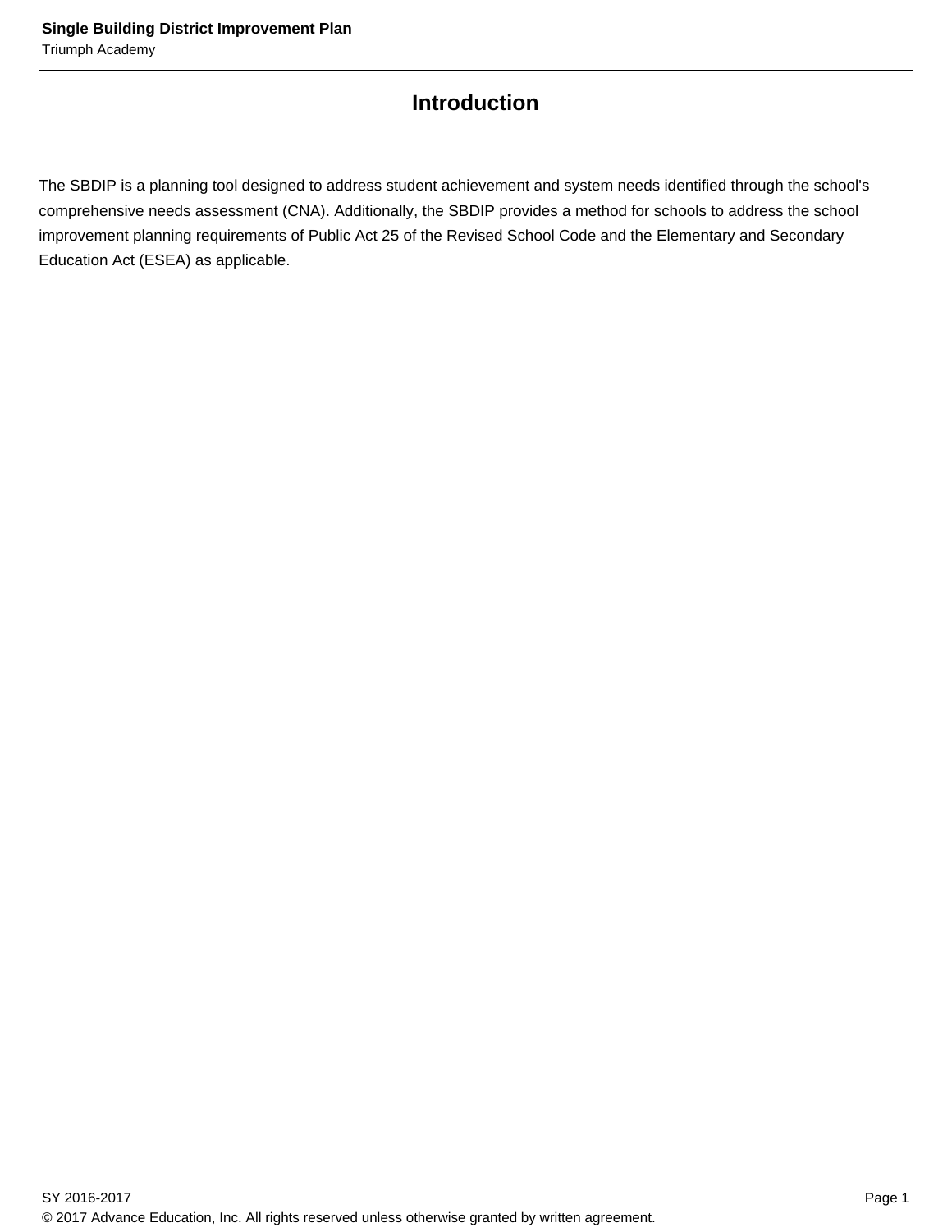# Introduction

The SBDIP is a planning tool designed to address student achievement and system needs identified through the school's comprehensive needs assessment (CNA). Additionally, the SBDIP provides a method for schools to address the school improvement planning requirements of Public Act 25 of the Revised School Code and the Elementary and Secondary Education Act (ESEA) as applicable.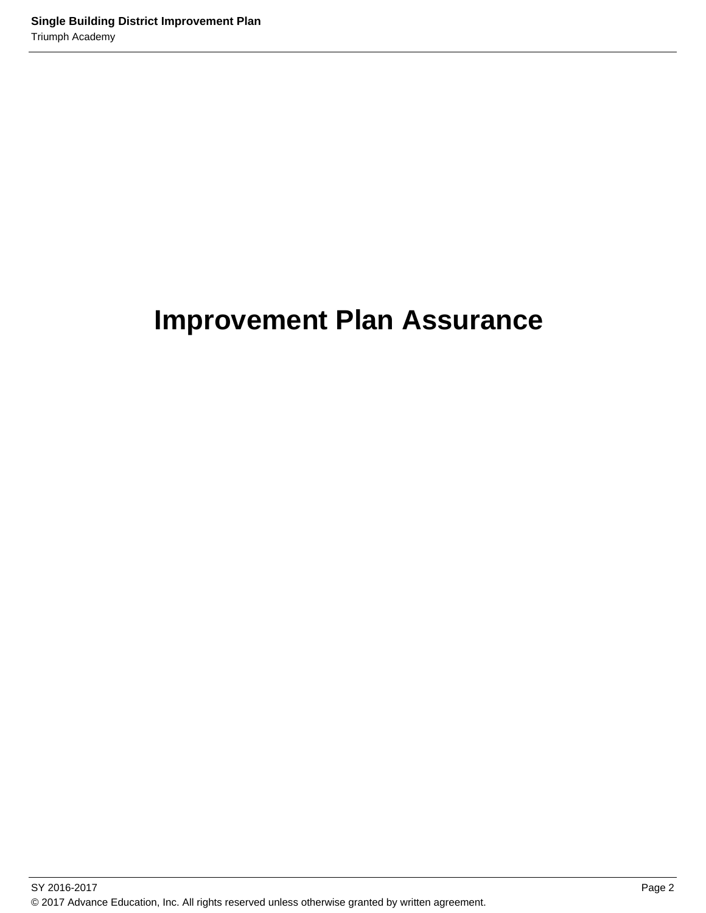# Improvement Plan Assurance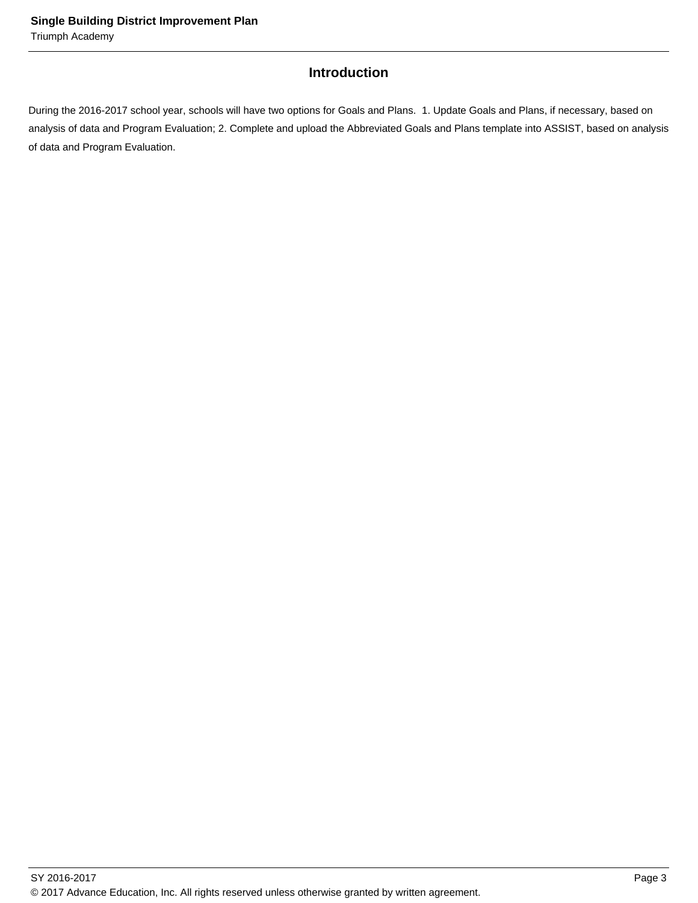## Introduction

During the 2016-2017 school year, schools will have two options for Goals and Plans. 1. Update Goals and Plans, if necessary, based on analysis of data and Program Evaluation; 2. Complete and upload the Abbreviated Goals and Plans template into ASSIST, based on analysis of data and Program Evaluation.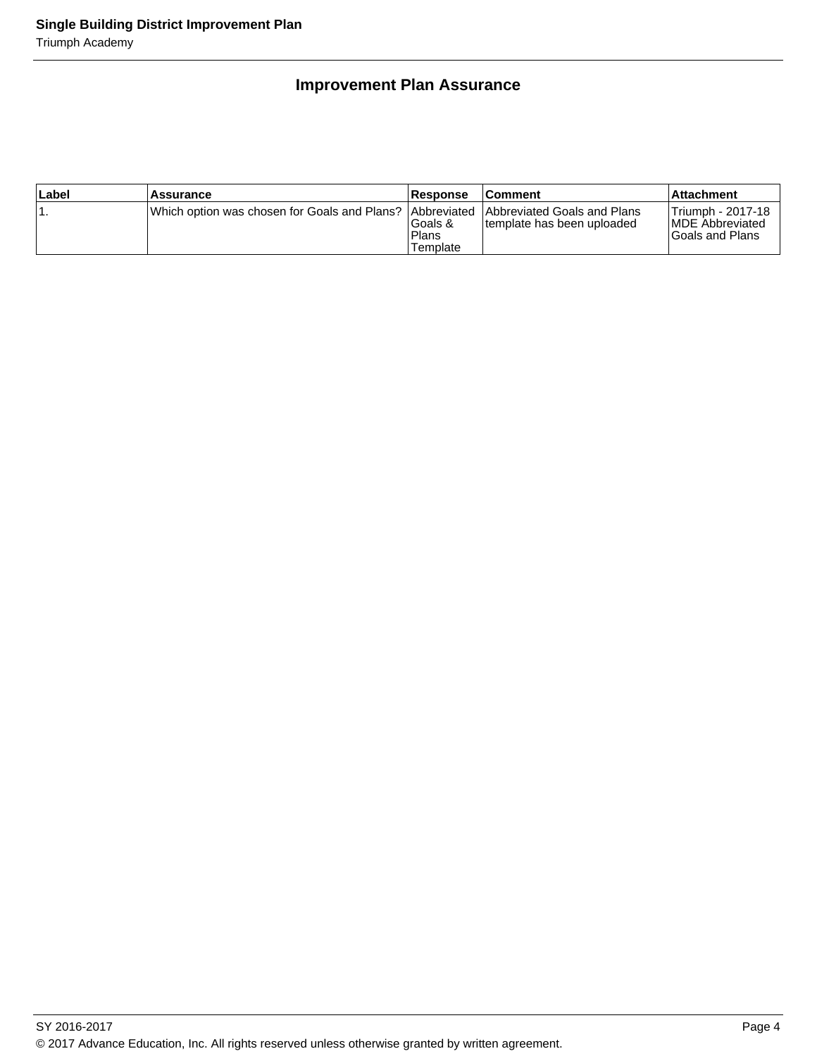## Improvement Plan Assurance

| Label | Assurance | Response | Comment | Attachment |
|---|---|---|---|---|
| 1. | Which option was chosen for Goals and Plans? | Abbreviated Goals & Plans Template | Abbreviated Goals and Plans template has been uploaded | Triumph - 2017-18 MDE Abbreviated Goals and Plans |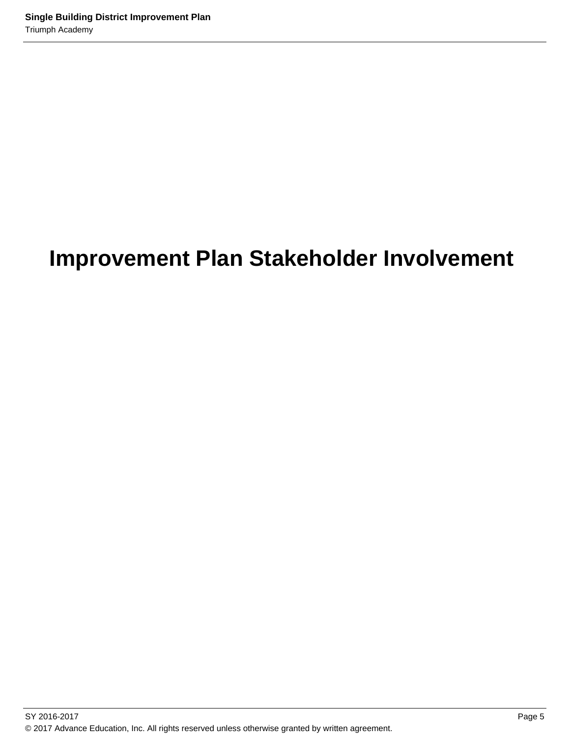# Improvement Plan Stakeholder Involvement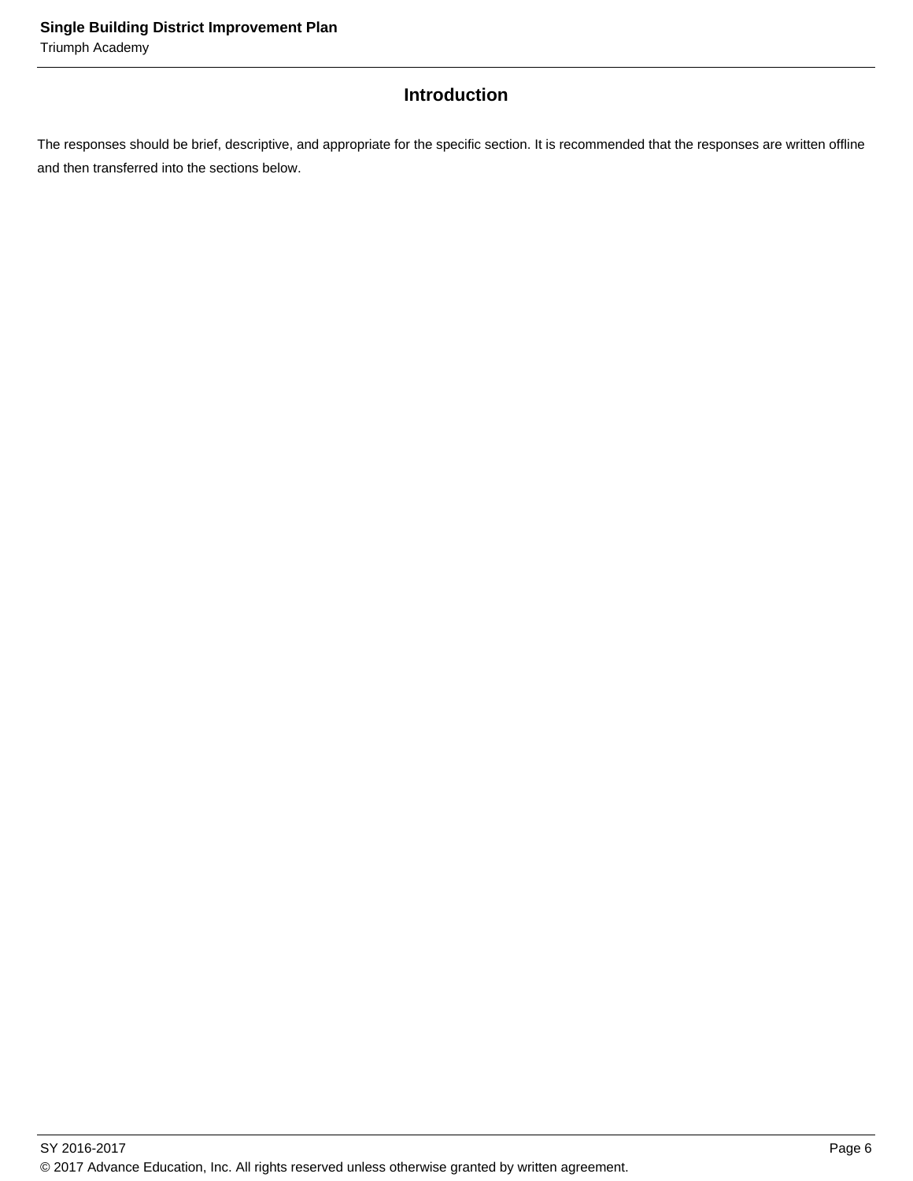## Introduction

The responses should be brief, descriptive, and appropriate for the specific section. It is recommended that the responses are written offline and then transferred into the sections below.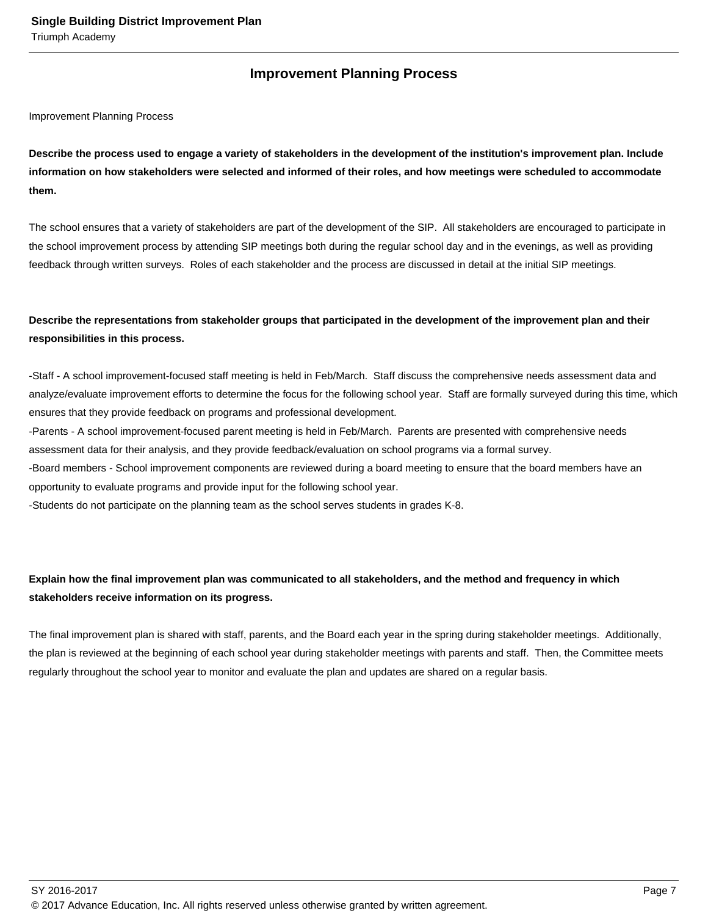## Improvement Planning Process

Improvement Planning Process

**Describe the process used to engage a variety of stakeholders in the development of the institution's improvement plan. Include information on how stakeholders were selected and informed of their roles, and how meetings were scheduled to accommodate them.**

The school ensures that a variety of stakeholders are part of the development of the SIP. All stakeholders are encouraged to participate in the school improvement process by attending SIP meetings both during the regular school day and in the evenings, as well as providing feedback through written surveys. Roles of each stakeholder and the process are discussed in detail at the initial SIP meetings.

**Describe the representations from stakeholder groups that participated in the development of the improvement plan and their responsibilities in this process.**

-Staff - A school improvement-focused staff meeting is held in Feb/March. Staff discuss the comprehensive needs assessment data and analyze/evaluate improvement efforts to determine the focus for the following school year. Staff are formally surveyed during this time, which ensures that they provide feedback on programs and professional development.
-Parents - A school improvement-focused parent meeting is held in Feb/March. Parents are presented with comprehensive needs assessment data for their analysis, and they provide feedback/evaluation on school programs via a formal survey.
-Board members - School improvement components are reviewed during a board meeting to ensure that the board members have an opportunity to evaluate programs and provide input for the following school year.
-Students do not participate on the planning team as the school serves students in grades K-8.

**Explain how the final improvement plan was communicated to all stakeholders, and the method and frequency in which stakeholders receive information on its progress.**

The final improvement plan is shared with staff, parents, and the Board each year in the spring during stakeholder meetings. Additionally, the plan is reviewed at the beginning of each school year during stakeholder meetings with parents and staff. Then, the Committee meets regularly throughout the school year to monitor and evaluate the plan and updates are shared on a regular basis.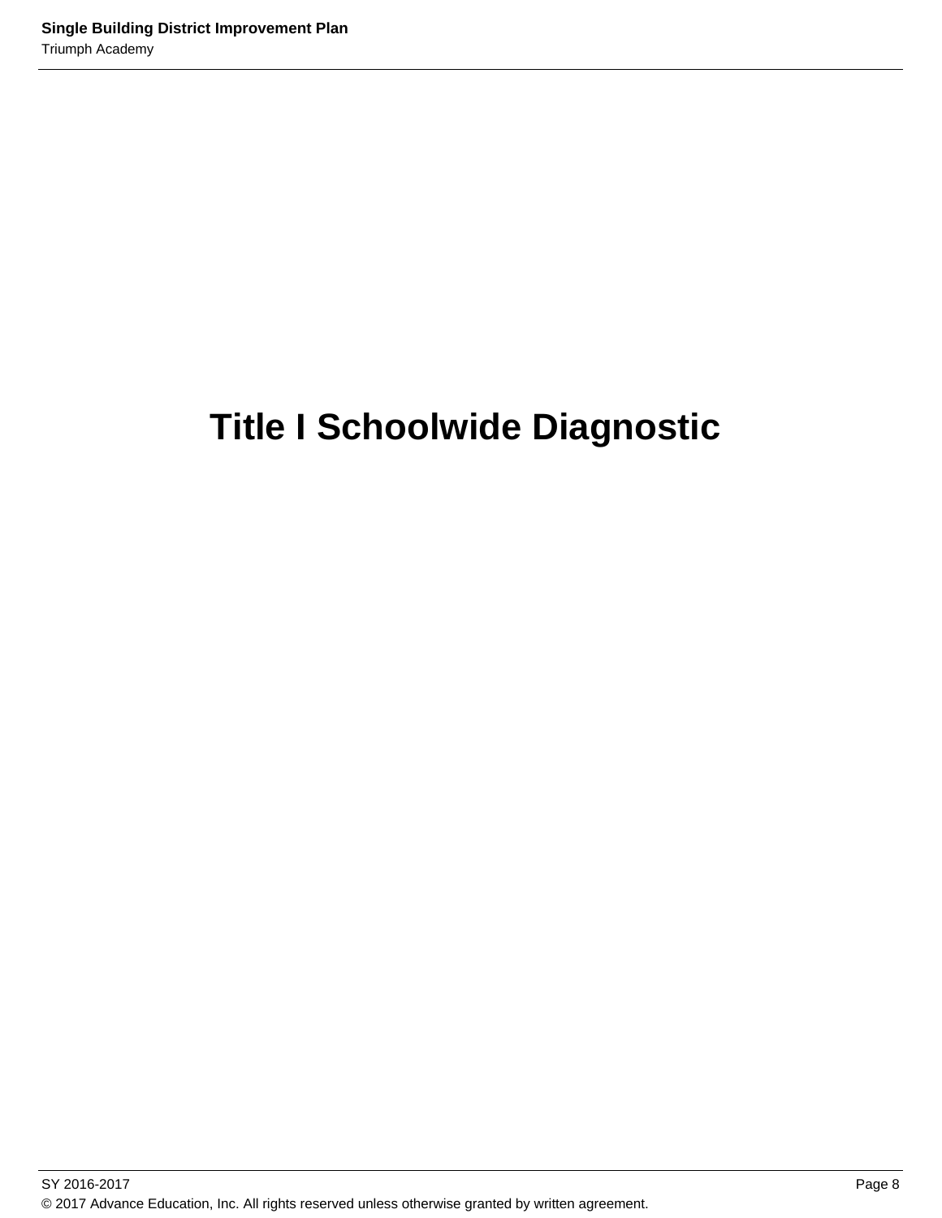# Title I Schoolwide Diagnostic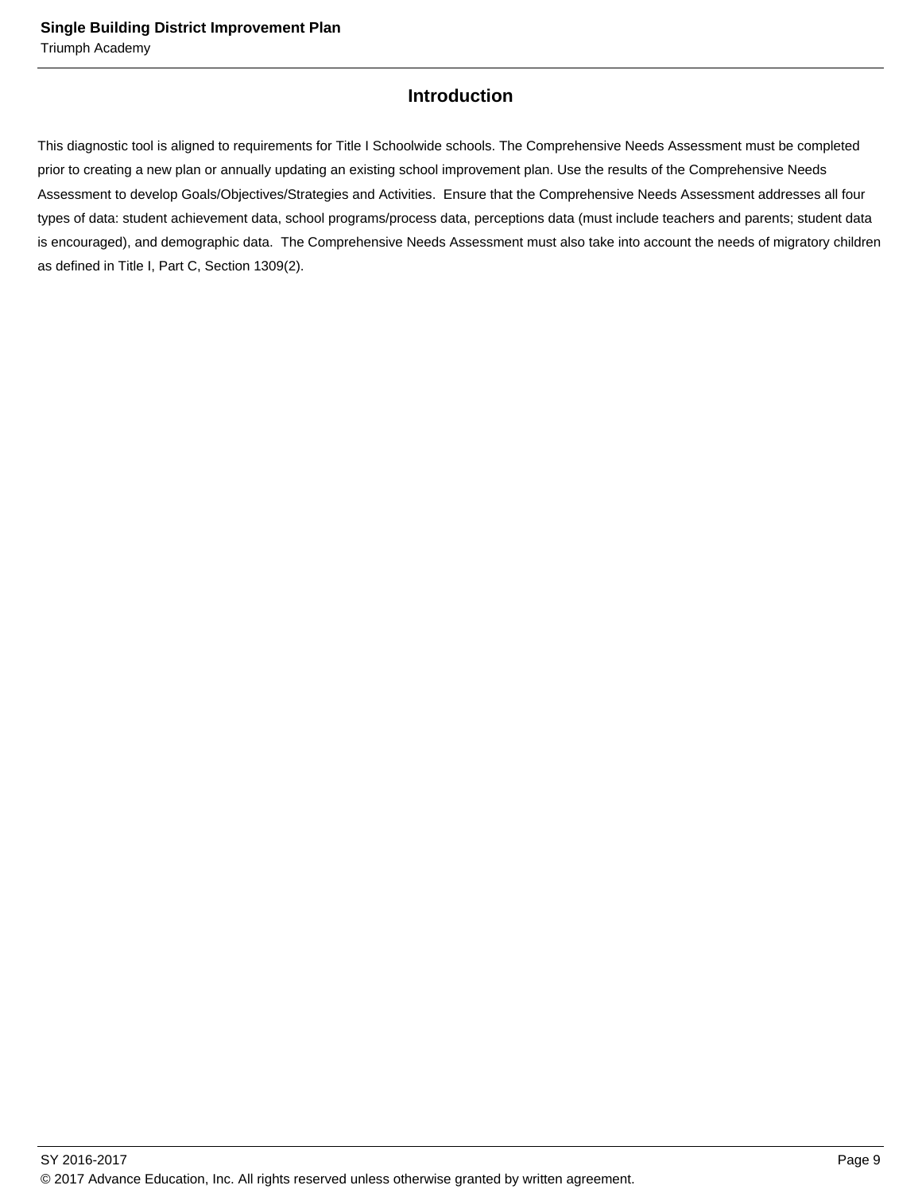## Introduction

This diagnostic tool is aligned to requirements for Title I Schoolwide schools. The Comprehensive Needs Assessment must be completed prior to creating a new plan or annually updating an existing school improvement plan. Use the results of the Comprehensive Needs Assessment to develop Goals/Objectives/Strategies and Activities. Ensure that the Comprehensive Needs Assessment addresses all four types of data: student achievement data, school programs/process data, perceptions data (must include teachers and parents; student data is encouraged), and demographic data. The Comprehensive Needs Assessment must also take into account the needs of migratory children as defined in Title I, Part C, Section 1309(2).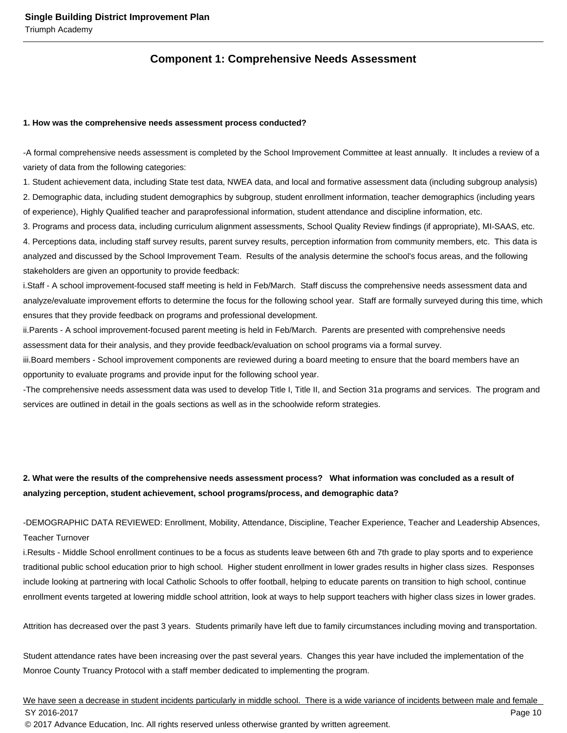## Component 1: Comprehensive Needs Assessment

**1. How was the comprehensive needs assessment process conducted?**

-A formal comprehensive needs assessment is completed by the School Improvement Committee at least annually. It includes a review of a variety of data from the following categories:
1. Student achievement data, including State test data, NWEA data, and local and formative assessment data (including subgroup analysis)
2. Demographic data, including student demographics by subgroup, student enrollment information, teacher demographics (including years of experience), Highly Qualified teacher and paraprofessional information, student attendance and discipline information, etc.
3. Programs and process data, including curriculum alignment assessments, School Quality Review findings (if appropriate), MI-SAAS, etc.
4. Perceptions data, including staff survey results, parent survey results, perception information from community members, etc. This data is analyzed and discussed by the School Improvement Team. Results of the analysis determine the school's focus areas, and the following stakeholders are given an opportunity to provide feedback:
i.Staff - A school improvement-focused staff meeting is held in Feb/March. Staff discuss the comprehensive needs assessment data and analyze/evaluate improvement efforts to determine the focus for the following school year. Staff are formally surveyed during this time, which ensures that they provide feedback on programs and professional development.
ii.Parents - A school improvement-focused parent meeting is held in Feb/March. Parents are presented with comprehensive needs assessment data for their analysis, and they provide feedback/evaluation on school programs via a formal survey.
iii.Board members - School improvement components are reviewed during a board meeting to ensure that the board members have an opportunity to evaluate programs and provide input for the following school year.
-The comprehensive needs assessment data was used to develop Title I, Title II, and Section 31a programs and services. The program and services are outlined in detail in the goals sections as well as in the schoolwide reform strategies.

**2. What were the results of the comprehensive needs assessment process? What information was concluded as a result of analyzing perception, student achievement, school programs/process, and demographic data?**

-DEMOGRAPHIC DATA REVIEWED: Enrollment, Mobility, Attendance, Discipline, Teacher Experience, Teacher and Leadership Absences, Teacher Turnover
i.Results - Middle School enrollment continues to be a focus as students leave between 6th and 7th grade to play sports and to experience traditional public school education prior to high school. Higher student enrollment in lower grades results in higher class sizes. Responses include looking at partnering with local Catholic Schools to offer football, helping to educate parents on transition to high school, continue enrollment events targeted at lowering middle school attrition, look at ways to help support teachers with higher class sizes in lower grades.

Attrition has decreased over the past 3 years. Students primarily have left due to family circumstances including moving and transportation.

Student attendance rates have been increasing over the past several years. Changes this year have included the implementation of the Monroe County Truancy Protocol with a staff member dedicated to implementing the program.

We have seen a decrease in student incidents particularly in middle school. There is a wide variance of incidents between male and female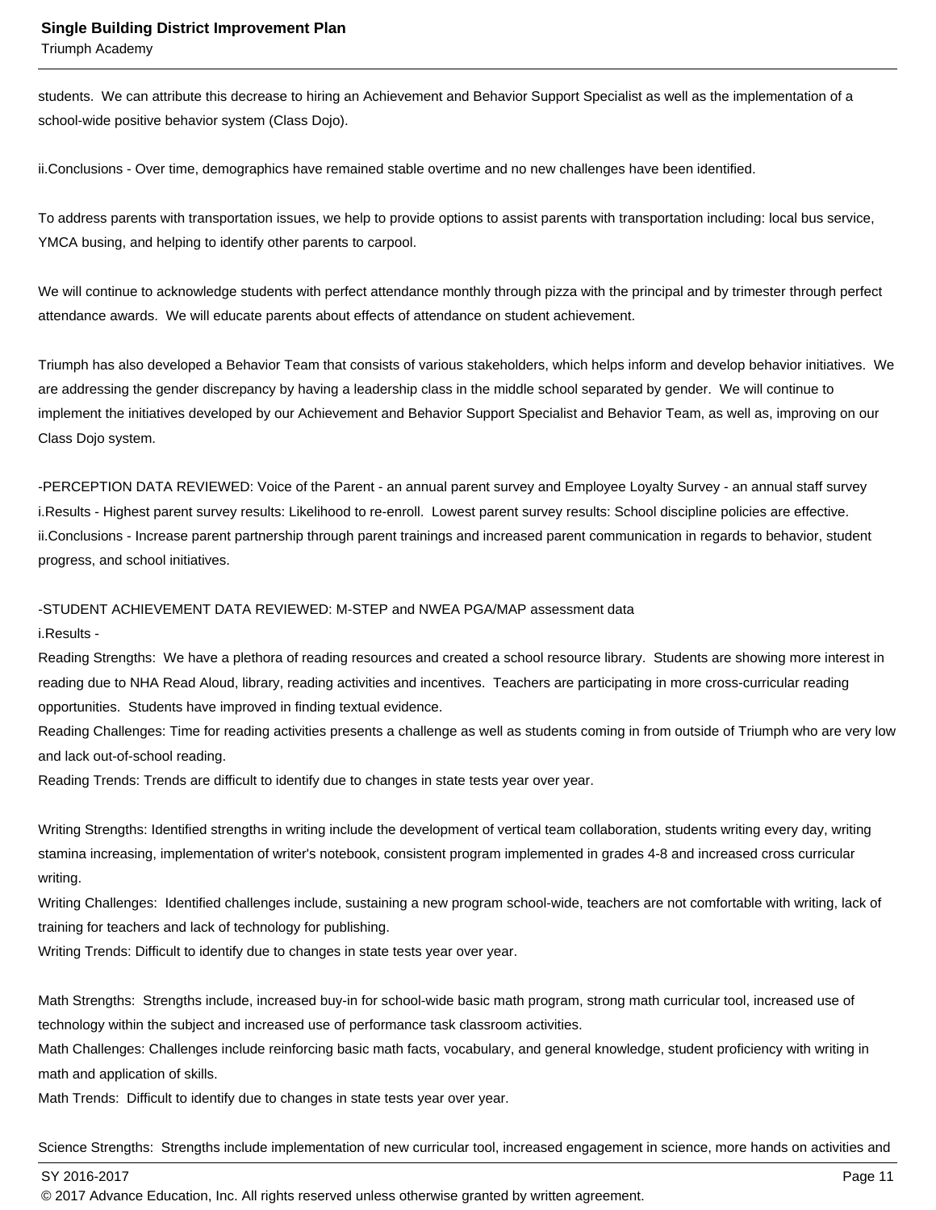students. We can attribute this decrease to hiring an Achievement and Behavior Support Specialist as well as the implementation of a school-wide positive behavior system (Class Dojo).

ii.Conclusions - Over time, demographics have remained stable overtime and no new challenges have been identified.

To address parents with transportation issues, we help to provide options to assist parents with transportation including: local bus service, YMCA busing, and helping to identify other parents to carpool.

We will continue to acknowledge students with perfect attendance monthly through pizza with the principal and by trimester through perfect attendance awards. We will educate parents about effects of attendance on student achievement.

Triumph has also developed a Behavior Team that consists of various stakeholders, which helps inform and develop behavior initiatives. We are addressing the gender discrepancy by having a leadership class in the middle school separated by gender. We will continue to implement the initiatives developed by our Achievement and Behavior Support Specialist and Behavior Team, as well as, improving on our Class Dojo system.

-PERCEPTION DATA REVIEWED: Voice of the Parent - an annual parent survey and Employee Loyalty Survey - an annual staff survey
i.Results - Highest parent survey results: Likelihood to re-enroll. Lowest parent survey results: School discipline policies are effective.
ii.Conclusions - Increase parent partnership through parent trainings and increased parent communication in regards to behavior, student progress, and school initiatives.

-STUDENT ACHIEVEMENT DATA REVIEWED: M-STEP and NWEA PGA/MAP assessment data
i.Results -
Reading Strengths: We have a plethora of reading resources and created a school resource library. Students are showing more interest in reading due to NHA Read Aloud, library, reading activities and incentives. Teachers are participating in more cross-curricular reading opportunities. Students have improved in finding textual evidence.
Reading Challenges: Time for reading activities presents a challenge as well as students coming in from outside of Triumph who are very low and lack out-of-school reading.
Reading Trends: Trends are difficult to identify due to changes in state tests year over year.

Writing Strengths: Identified strengths in writing include the development of vertical team collaboration, students writing every day, writing stamina increasing, implementation of writer's notebook, consistent program implemented in grades 4-8 and increased cross curricular writing.
Writing Challenges: Identified challenges include, sustaining a new program school-wide, teachers are not comfortable with writing, lack of training for teachers and lack of technology for publishing.
Writing Trends: Difficult to identify due to changes in state tests year over year.

Math Strengths: Strengths include, increased buy-in for school-wide basic math program, strong math curricular tool, increased use of technology within the subject and increased use of performance task classroom activities.
Math Challenges: Challenges include reinforcing basic math facts, vocabulary, and general knowledge, student proficiency with writing in math and application of skills.
Math Trends: Difficult to identify due to changes in state tests year over year.

Science Strengths: Strengths include implementation of new curricular tool, increased engagement in science, more hands on activities and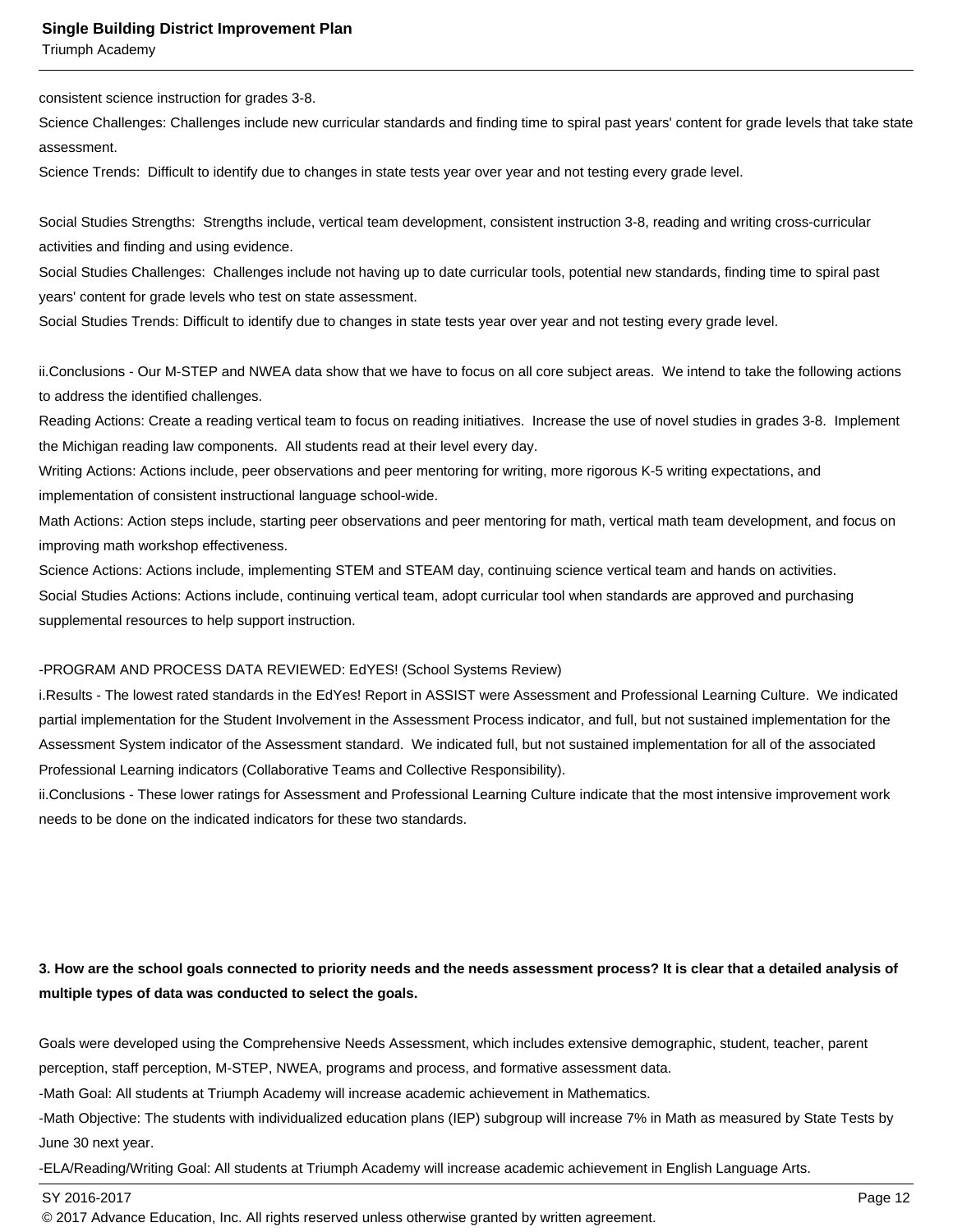consistent science instruction for grades 3-8.

Science Challenges: Challenges include new curricular standards and finding time to spiral past years' content for grade levels that take state assessment.

Science Trends: Difficult to identify due to changes in state tests year over year and not testing every grade level.

Social Studies Strengths: Strengths include, vertical team development, consistent instruction 3-8, reading and writing cross-curricular activities and finding and using evidence.

Social Studies Challenges: Challenges include not having up to date curricular tools, potential new standards, finding time to spiral past years' content for grade levels who test on state assessment.

Social Studies Trends: Difficult to identify due to changes in state tests year over year and not testing every grade level.

ii.Conclusions - Our M-STEP and NWEA data show that we have to focus on all core subject areas. We intend to take the following actions to address the identified challenges.

Reading Actions: Create a reading vertical team to focus on reading initiatives. Increase the use of novel studies in grades 3-8. Implement the Michigan reading law components. All students read at their level every day.

Writing Actions: Actions include, peer observations and peer mentoring for writing, more rigorous K-5 writing expectations, and implementation of consistent instructional language school-wide.

Math Actions: Action steps include, starting peer observations and peer mentoring for math, vertical math team development, and focus on improving math workshop effectiveness.

Science Actions: Actions include, implementing STEM and STEAM day, continuing science vertical team and hands on activities.

Social Studies Actions: Actions include, continuing vertical team, adopt curricular tool when standards are approved and purchasing supplemental resources to help support instruction.

-PROGRAM AND PROCESS DATA REVIEWED: EdYES! (School Systems Review)

i.Results - The lowest rated standards in the EdYes! Report in ASSIST were Assessment and Professional Learning Culture. We indicated partial implementation for the Student Involvement in the Assessment Process indicator, and full, but not sustained implementation for the Assessment System indicator of the Assessment standard. We indicated full, but not sustained implementation for all of the associated Professional Learning indicators (Collaborative Teams and Collective Responsibility).

ii.Conclusions - These lower ratings for Assessment and Professional Learning Culture indicate that the most intensive improvement work needs to be done on the indicated indicators for these two standards.

**3. How are the school goals connected to priority needs and the needs assessment process? It is clear that a detailed analysis of multiple types of data was conducted to select the goals.**

Goals were developed using the Comprehensive Needs Assessment, which includes extensive demographic, student, teacher, parent perception, staff perception, M-STEP, NWEA, programs and process, and formative assessment data.

-Math Goal: All students at Triumph Academy will increase academic achievement in Mathematics.

-Math Objective: The students with individualized education plans (IEP) subgroup will increase 7% in Math as measured by State Tests by June 30 next year.

-ELA/Reading/Writing Goal: All students at Triumph Academy will increase academic achievement in English Language Arts.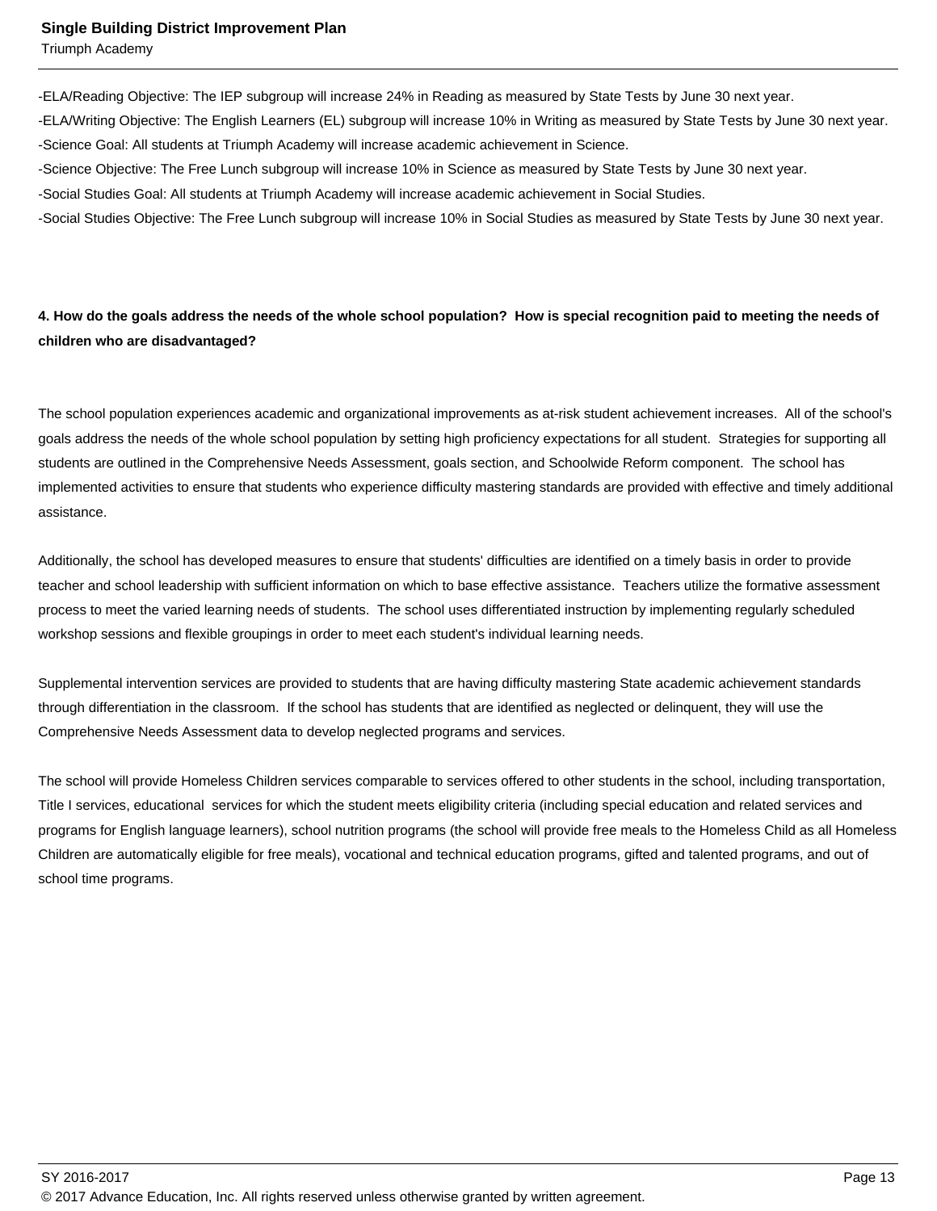-ELA/Reading Objective: The IEP subgroup will increase 24% in Reading as measured by State Tests by June 30 next year.
-ELA/Writing Objective: The English Learners (EL) subgroup will increase 10% in Writing as measured by State Tests by June 30 next year.
-Science Goal: All students at Triumph Academy will increase academic achievement in Science.
-Science Objective: The Free Lunch subgroup will increase 10% in Science as measured by State Tests by June 30 next year.
-Social Studies Goal: All students at Triumph Academy will increase academic achievement in Social Studies.
-Social Studies Objective: The Free Lunch subgroup will increase 10% in Social Studies as measured by State Tests by June 30 next year.

**4. How do the goals address the needs of the whole school population? How is special recognition paid to meeting the needs of children who are disadvantaged?**

The school population experiences academic and organizational improvements as at-risk student achievement increases. All of the school's goals address the needs of the whole school population by setting high proficiency expectations for all student. Strategies for supporting all students are outlined in the Comprehensive Needs Assessment, goals section, and Schoolwide Reform component. The school has implemented activities to ensure that students who experience difficulty mastering standards are provided with effective and timely additional assistance.

Additionally, the school has developed measures to ensure that students' difficulties are identified on a timely basis in order to provide teacher and school leadership with sufficient information on which to base effective assistance. Teachers utilize the formative assessment process to meet the varied learning needs of students. The school uses differentiated instruction by implementing regularly scheduled workshop sessions and flexible groupings in order to meet each student's individual learning needs.

Supplemental intervention services are provided to students that are having difficulty mastering State academic achievement standards through differentiation in the classroom. If the school has students that are identified as neglected or delinquent, they will use the Comprehensive Needs Assessment data to develop neglected programs and services.

The school will provide Homeless Children services comparable to services offered to other students in the school, including transportation, Title I services, educational services for which the student meets eligibility criteria (including special education and related services and programs for English language learners), school nutrition programs (the school will provide free meals to the Homeless Child as all Homeless Children are automatically eligible for free meals), vocational and technical education programs, gifted and talented programs, and out of school time programs.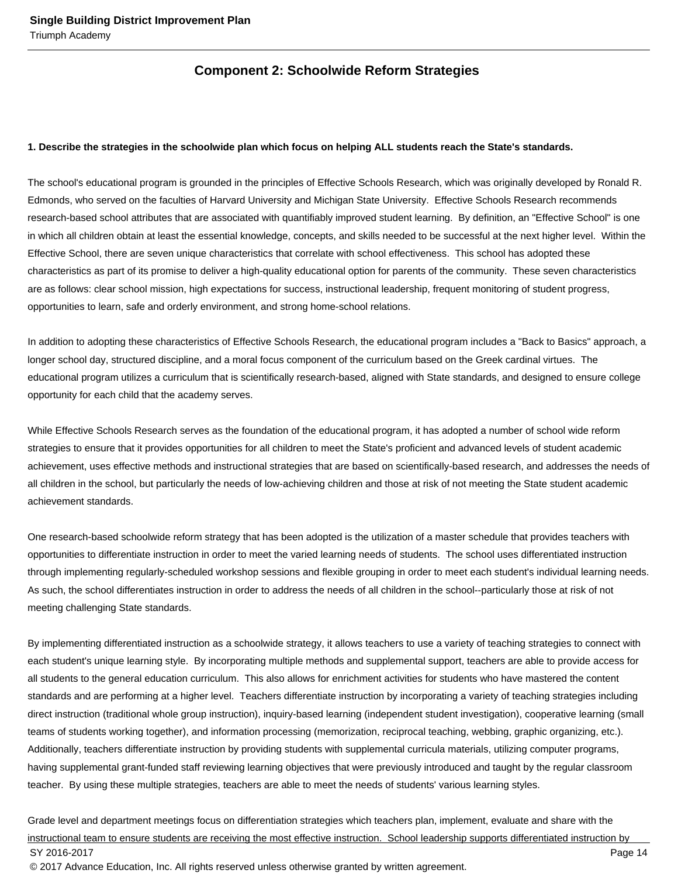## Component 2: Schoolwide Reform Strategies

**1. Describe the strategies in the schoolwide plan which focus on helping ALL students reach the State's standards.**

The school's educational program is grounded in the principles of Effective Schools Research, which was originally developed by Ronald R. Edmonds, who served on the faculties of Harvard University and Michigan State University. Effective Schools Research recommends research-based school attributes that are associated with quantifiably improved student learning. By definition, an "Effective School" is one in which all children obtain at least the essential knowledge, concepts, and skills needed to be successful at the next higher level. Within the Effective School, there are seven unique characteristics that correlate with school effectiveness. This school has adopted these characteristics as part of its promise to deliver a high-quality educational option for parents of the community. These seven characteristics are as follows: clear school mission, high expectations for success, instructional leadership, frequent monitoring of student progress, opportunities to learn, safe and orderly environment, and strong home-school relations.

In addition to adopting these characteristics of Effective Schools Research, the educational program includes a "Back to Basics" approach, a longer school day, structured discipline, and a moral focus component of the curriculum based on the Greek cardinal virtues. The educational program utilizes a curriculum that is scientifically research-based, aligned with State standards, and designed to ensure college opportunity for each child that the academy serves.

While Effective Schools Research serves as the foundation of the educational program, it has adopted a number of school wide reform strategies to ensure that it provides opportunities for all children to meet the State's proficient and advanced levels of student academic achievement, uses effective methods and instructional strategies that are based on scientifically-based research, and addresses the needs of all children in the school, but particularly the needs of low-achieving children and those at risk of not meeting the State student academic achievement standards.

One research-based schoolwide reform strategy that has been adopted is the utilization of a master schedule that provides teachers with opportunities to differentiate instruction in order to meet the varied learning needs of students. The school uses differentiated instruction through implementing regularly-scheduled workshop sessions and flexible grouping in order to meet each student's individual learning needs. As such, the school differentiates instruction in order to address the needs of all children in the school--particularly those at risk of not meeting challenging State standards.

By implementing differentiated instruction as a schoolwide strategy, it allows teachers to use a variety of teaching strategies to connect with each student's unique learning style. By incorporating multiple methods and supplemental support, teachers are able to provide access for all students to the general education curriculum. This also allows for enrichment activities for students who have mastered the content standards and are performing at a higher level. Teachers differentiate instruction by incorporating a variety of teaching strategies including direct instruction (traditional whole group instruction), inquiry-based learning (independent student investigation), cooperative learning (small teams of students working together), and information processing (memorization, reciprocal teaching, webbing, graphic organizing, etc.). Additionally, teachers differentiate instruction by providing students with supplemental curricula materials, utilizing computer programs, having supplemental grant-funded staff reviewing learning objectives that were previously introduced and taught by the regular classroom teacher. By using these multiple strategies, teachers are able to meet the needs of students' various learning styles.

Grade level and department meetings focus on differentiation strategies which teachers plan, implement, evaluate and share with the instructional team to ensure students are receiving the most effective instruction. School leadership supports differentiated instruction by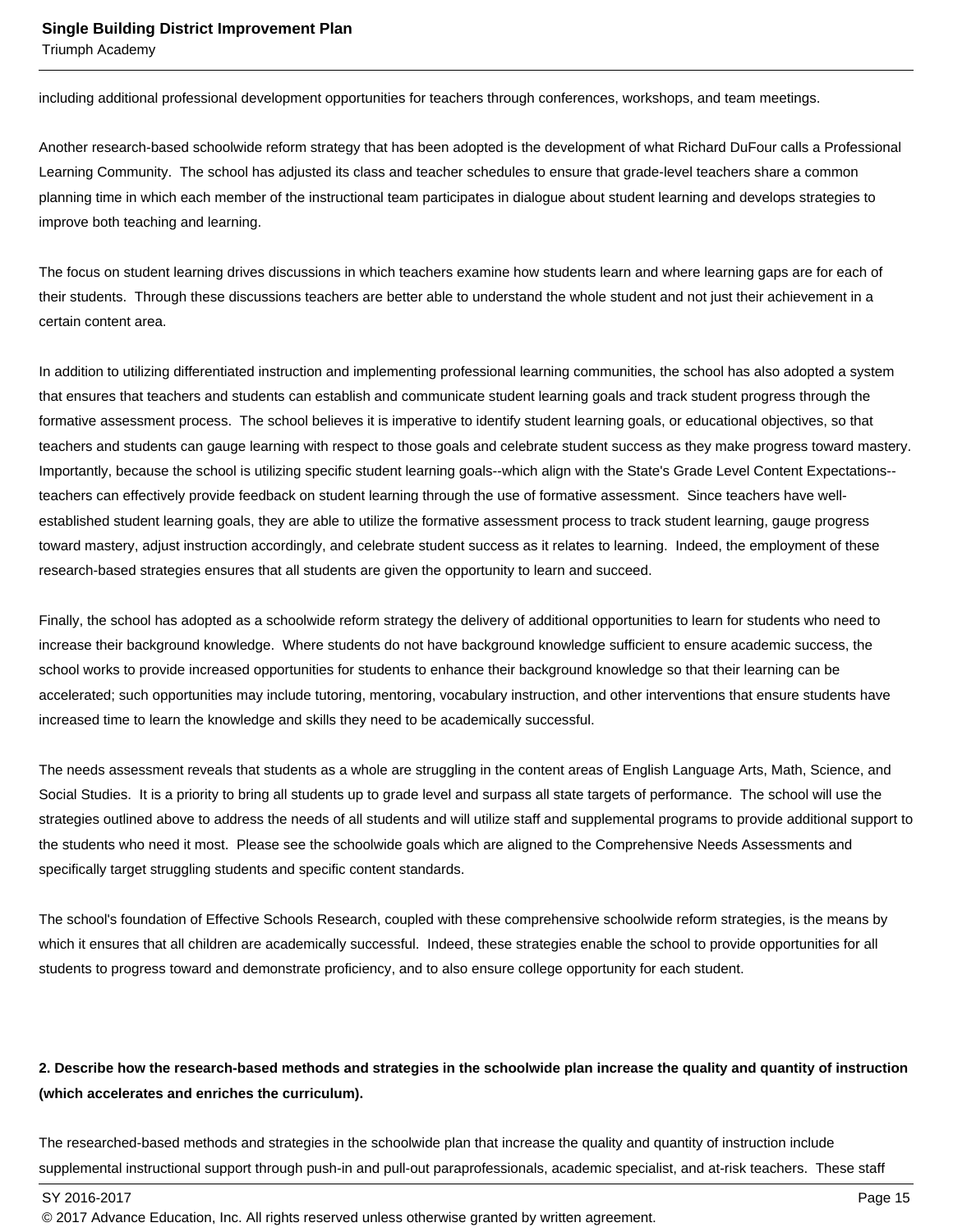including additional professional development opportunities for teachers through conferences, workshops, and team meetings.

Another research-based schoolwide reform strategy that has been adopted is the development of what Richard DuFour calls a Professional Learning Community. The school has adjusted its class and teacher schedules to ensure that grade-level teachers share a common planning time in which each member of the instructional team participates in dialogue about student learning and develops strategies to improve both teaching and learning.

The focus on student learning drives discussions in which teachers examine how students learn and where learning gaps are for each of their students. Through these discussions teachers are better able to understand the whole student and not just their achievement in a certain content area.

In addition to utilizing differentiated instruction and implementing professional learning communities, the school has also adopted a system that ensures that teachers and students can establish and communicate student learning goals and track student progress through the formative assessment process. The school believes it is imperative to identify student learning goals, or educational objectives, so that teachers and students can gauge learning with respect to those goals and celebrate student success as they make progress toward mastery. Importantly, because the school is utilizing specific student learning goals--which align with the State's Grade Level Content Expectations--teachers can effectively provide feedback on student learning through the use of formative assessment. Since teachers have well-established student learning goals, they are able to utilize the formative assessment process to track student learning, gauge progress toward mastery, adjust instruction accordingly, and celebrate student success as it relates to learning. Indeed, the employment of these research-based strategies ensures that all students are given the opportunity to learn and succeed.

Finally, the school has adopted as a schoolwide reform strategy the delivery of additional opportunities to learn for students who need to increase their background knowledge. Where students do not have background knowledge sufficient to ensure academic success, the school works to provide increased opportunities for students to enhance their background knowledge so that their learning can be accelerated; such opportunities may include tutoring, mentoring, vocabulary instruction, and other interventions that ensure students have increased time to learn the knowledge and skills they need to be academically successful.

The needs assessment reveals that students as a whole are struggling in the content areas of English Language Arts, Math, Science, and Social Studies. It is a priority to bring all students up to grade level and surpass all state targets of performance. The school will use the strategies outlined above to address the needs of all students and will utilize staff and supplemental programs to provide additional support to the students who need it most. Please see the schoolwide goals which are aligned to the Comprehensive Needs Assessments and specifically target struggling students and specific content standards.

The school's foundation of Effective Schools Research, coupled with these comprehensive schoolwide reform strategies, is the means by which it ensures that all children are academically successful. Indeed, these strategies enable the school to provide opportunities for all students to progress toward and demonstrate proficiency, and to also ensure college opportunity for each student.

**2. Describe how the research-based methods and strategies in the schoolwide plan increase the quality and quantity of instruction (which accelerates and enriches the curriculum).**

The researched-based methods and strategies in the schoolwide plan that increase the quality and quantity of instruction include supplemental instructional support through push-in and pull-out paraprofessionals, academic specialist, and at-risk teachers. These staff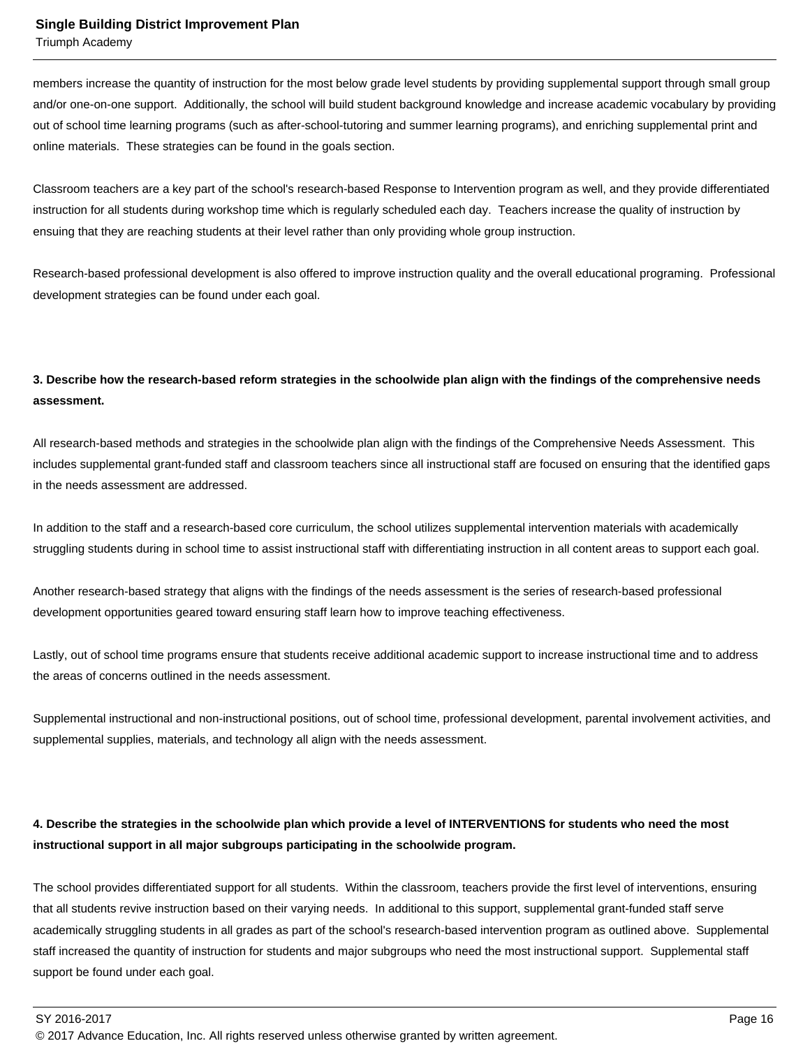members increase the quantity of instruction for the most below grade level students by providing supplemental support through small group and/or one-on-one support. Additionally, the school will build student background knowledge and increase academic vocabulary by providing out of school time learning programs (such as after-school-tutoring and summer learning programs), and enriching supplemental print and online materials. These strategies can be found in the goals section.

Classroom teachers are a key part of the school's research-based Response to Intervention program as well, and they provide differentiated instruction for all students during workshop time which is regularly scheduled each day. Teachers increase the quality of instruction by ensuing that they are reaching students at their level rather than only providing whole group instruction.

Research-based professional development is also offered to improve instruction quality and the overall educational programing. Professional development strategies can be found under each goal.

**3. Describe how the research-based reform strategies in the schoolwide plan align with the findings of the comprehensive needs assessment.**

All research-based methods and strategies in the schoolwide plan align with the findings of the Comprehensive Needs Assessment. This includes supplemental grant-funded staff and classroom teachers since all instructional staff are focused on ensuring that the identified gaps in the needs assessment are addressed.

In addition to the staff and a research-based core curriculum, the school utilizes supplemental intervention materials with academically struggling students during in school time to assist instructional staff with differentiating instruction in all content areas to support each goal.

Another research-based strategy that aligns with the findings of the needs assessment is the series of research-based professional development opportunities geared toward ensuring staff learn how to improve teaching effectiveness.

Lastly, out of school time programs ensure that students receive additional academic support to increase instructional time and to address the areas of concerns outlined in the needs assessment.

Supplemental instructional and non-instructional positions, out of school time, professional development, parental involvement activities, and supplemental supplies, materials, and technology all align with the needs assessment.

**4. Describe the strategies in the schoolwide plan which provide a level of INTERVENTIONS for students who need the most instructional support in all major subgroups participating in the schoolwide program.**

The school provides differentiated support for all students. Within the classroom, teachers provide the first level of interventions, ensuring that all students revive instruction based on their varying needs. In additional to this support, supplemental grant-funded staff serve academically struggling students in all grades as part of the school's research-based intervention program as outlined above. Supplemental staff increased the quantity of instruction for students and major subgroups who need the most instructional support. Supplemental staff support be found under each goal.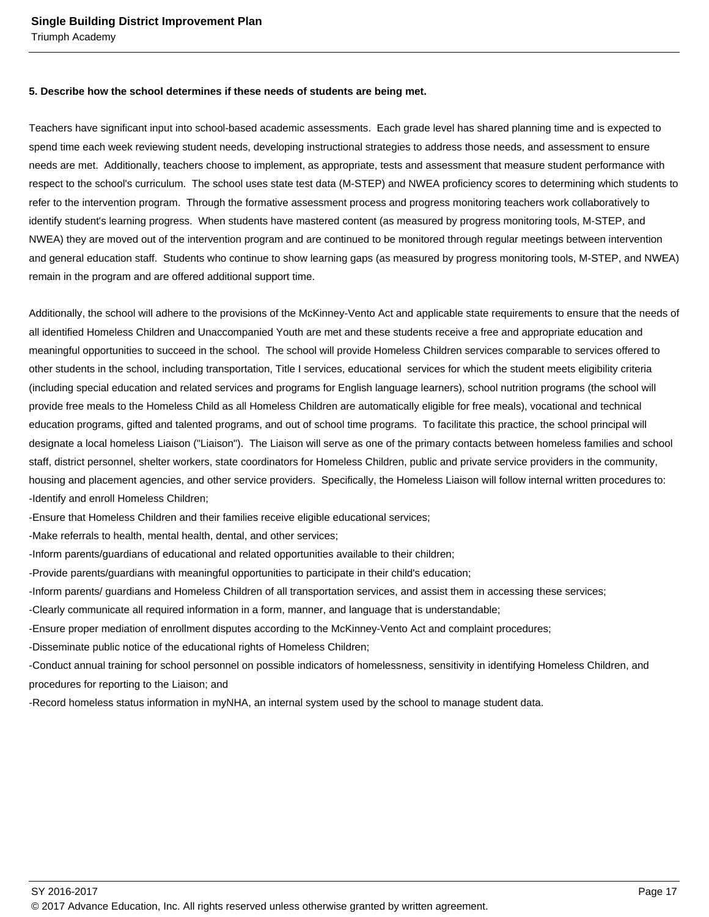**5. Describe how the school determines if these needs of students are being met.**

Teachers have significant input into school-based academic assessments. Each grade level has shared planning time and is expected to spend time each week reviewing student needs, developing instructional strategies to address those needs, and assessment to ensure needs are met. Additionally, teachers choose to implement, as appropriate, tests and assessment that measure student performance with respect to the school's curriculum. The school uses state test data (M-STEP) and NWEA proficiency scores to determining which students to refer to the intervention program. Through the formative assessment process and progress monitoring teachers work collaboratively to identify student's learning progress. When students have mastered content (as measured by progress monitoring tools, M-STEP, and NWEA) they are moved out of the intervention program and are continued to be monitored through regular meetings between intervention and general education staff. Students who continue to show learning gaps (as measured by progress monitoring tools, M-STEP, and NWEA) remain in the program and are offered additional support time.

Additionally, the school will adhere to the provisions of the McKinney-Vento Act and applicable state requirements to ensure that the needs of all identified Homeless Children and Unaccompanied Youth are met and these students receive a free and appropriate education and meaningful opportunities to succeed in the school. The school will provide Homeless Children services comparable to services offered to other students in the school, including transportation, Title I services, educational services for which the student meets eligibility criteria (including special education and related services and programs for English language learners), school nutrition programs (the school will provide free meals to the Homeless Child as all Homeless Children are automatically eligible for free meals), vocational and technical education programs, gifted and talented programs, and out of school time programs. To facilitate this practice, the school principal will designate a local homeless Liaison ("Liaison"). The Liaison will serve as one of the primary contacts between homeless families and school staff, district personnel, shelter workers, state coordinators for Homeless Children, public and private service providers in the community, housing and placement agencies, and other service providers. Specifically, the Homeless Liaison will follow internal written procedures to:

- Identify and enroll Homeless Children;
- Ensure that Homeless Children and their families receive eligible educational services;
- Make referrals to health, mental health, dental, and other services;
- Inform parents/guardians of educational and related opportunities available to their children;
- Provide parents/guardians with meaningful opportunities to participate in their child's education;
- Inform parents/ guardians and Homeless Children of all transportation services, and assist them in accessing these services;
- Clearly communicate all required information in a form, manner, and language that is understandable;
- Ensure proper mediation of enrollment disputes according to the McKinney-Vento Act and complaint procedures;
- Disseminate public notice of the educational rights of Homeless Children;
- Conduct annual training for school personnel on possible indicators of homelessness, sensitivity in identifying Homeless Children, and procedures for reporting to the Liaison; and
- Record homeless status information in myNHA, an internal system used by the school to manage student data.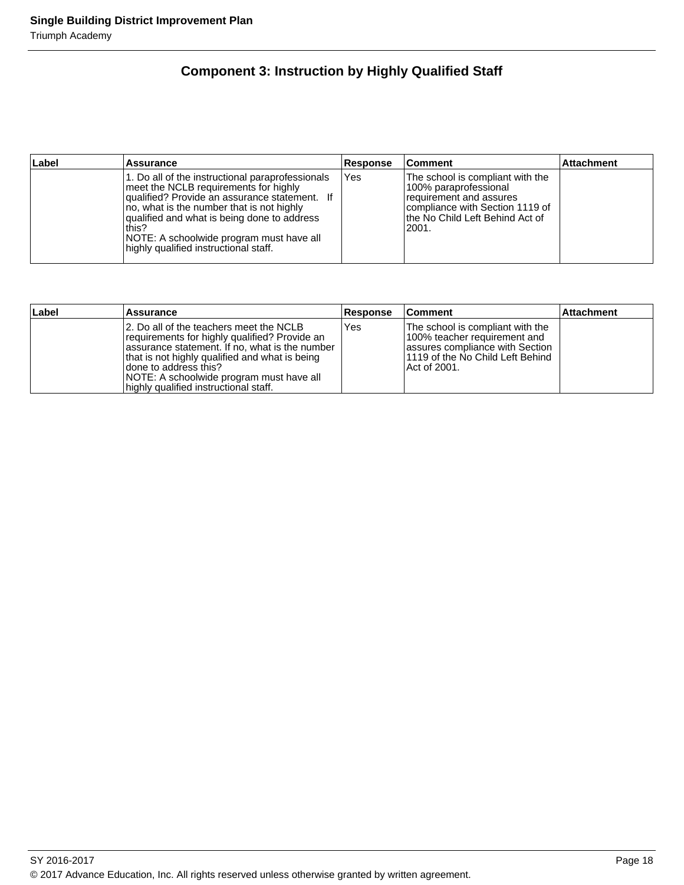## Component 3: Instruction by Highly Qualified Staff

| Label | Assurance | Response | Comment | Attachment |
|---|---|---|---|---|
| | 1. Do all of the instructional paraprofessionals meet the NCLB requirements for highly qualified? Provide an assurance statement. If no, what is the number that is not highly qualified and what is being done to address this?<br>NOTE: A schoolwide program must have all highly qualified instructional staff. | Yes | The school is compliant with the 100% paraprofessional requirement and assures compliance with Section 1119 of the No Child Left Behind Act of 2001. | |

| Label | Assurance | Response | Comment | Attachment |
|---|---|---|---|---|
| | 2. Do all of the teachers meet the NCLB requirements for highly qualified? Provide an assurance statement. If no, what is the number that is not highly qualified and what is being done to address this?<br>NOTE: A schoolwide program must have all highly qualified instructional staff. | Yes | The school is compliant with the 100% teacher requirement and assures compliance with Section 1119 of the No Child Left Behind Act of 2001. | |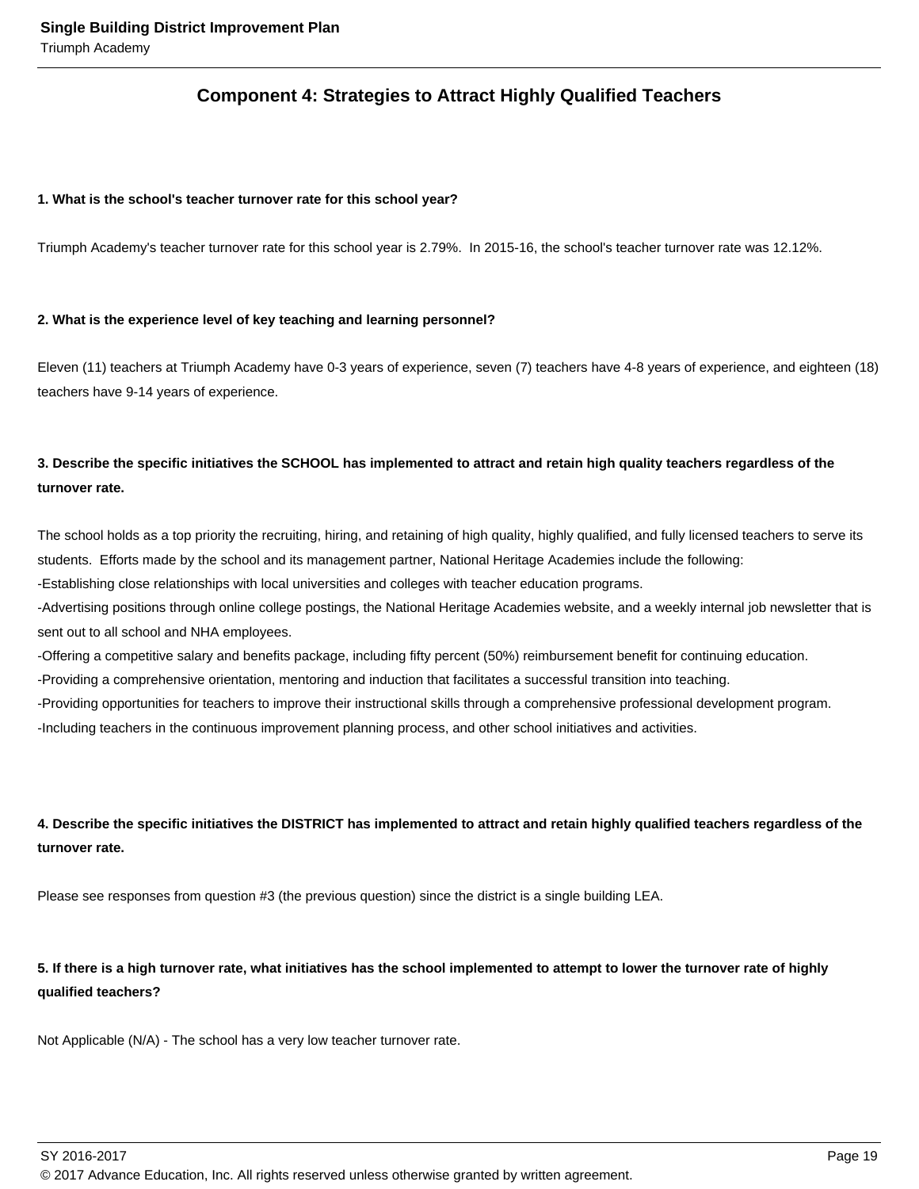## Component 4: Strategies to Attract Highly Qualified Teachers

**1. What is the school's teacher turnover rate for this school year?**

Triumph Academy's teacher turnover rate for this school year is 2.79%. In 2015-16, the school's teacher turnover rate was 12.12%.

**2. What is the experience level of key teaching and learning personnel?**

Eleven (11) teachers at Triumph Academy have 0-3 years of experience, seven (7) teachers have 4-8 years of experience, and eighteen (18) teachers have 9-14 years of experience.

**3. Describe the specific initiatives the SCHOOL has implemented to attract and retain high quality teachers regardless of the turnover rate.**

The school holds as a top priority the recruiting, hiring, and retaining of high quality, highly qualified, and fully licensed teachers to serve its students. Efforts made by the school and its management partner, National Heritage Academies include the following:
-Establishing close relationships with local universities and colleges with teacher education programs.
-Advertising positions through online college postings, the National Heritage Academies website, and a weekly internal job newsletter that is sent out to all school and NHA employees.
-Offering a competitive salary and benefits package, including fifty percent (50%) reimbursement benefit for continuing education.
-Providing a comprehensive orientation, mentoring and induction that facilitates a successful transition into teaching.
-Providing opportunities for teachers to improve their instructional skills through a comprehensive professional development program.
-Including teachers in the continuous improvement planning process, and other school initiatives and activities.

**4. Describe the specific initiatives the DISTRICT has implemented to attract and retain highly qualified teachers regardless of the turnover rate.**

Please see responses from question #3 (the previous question) since the district is a single building LEA.

**5. If there is a high turnover rate, what initiatives has the school implemented to attempt to lower the turnover rate of highly qualified teachers?**

Not Applicable (N/A) - The school has a very low teacher turnover rate.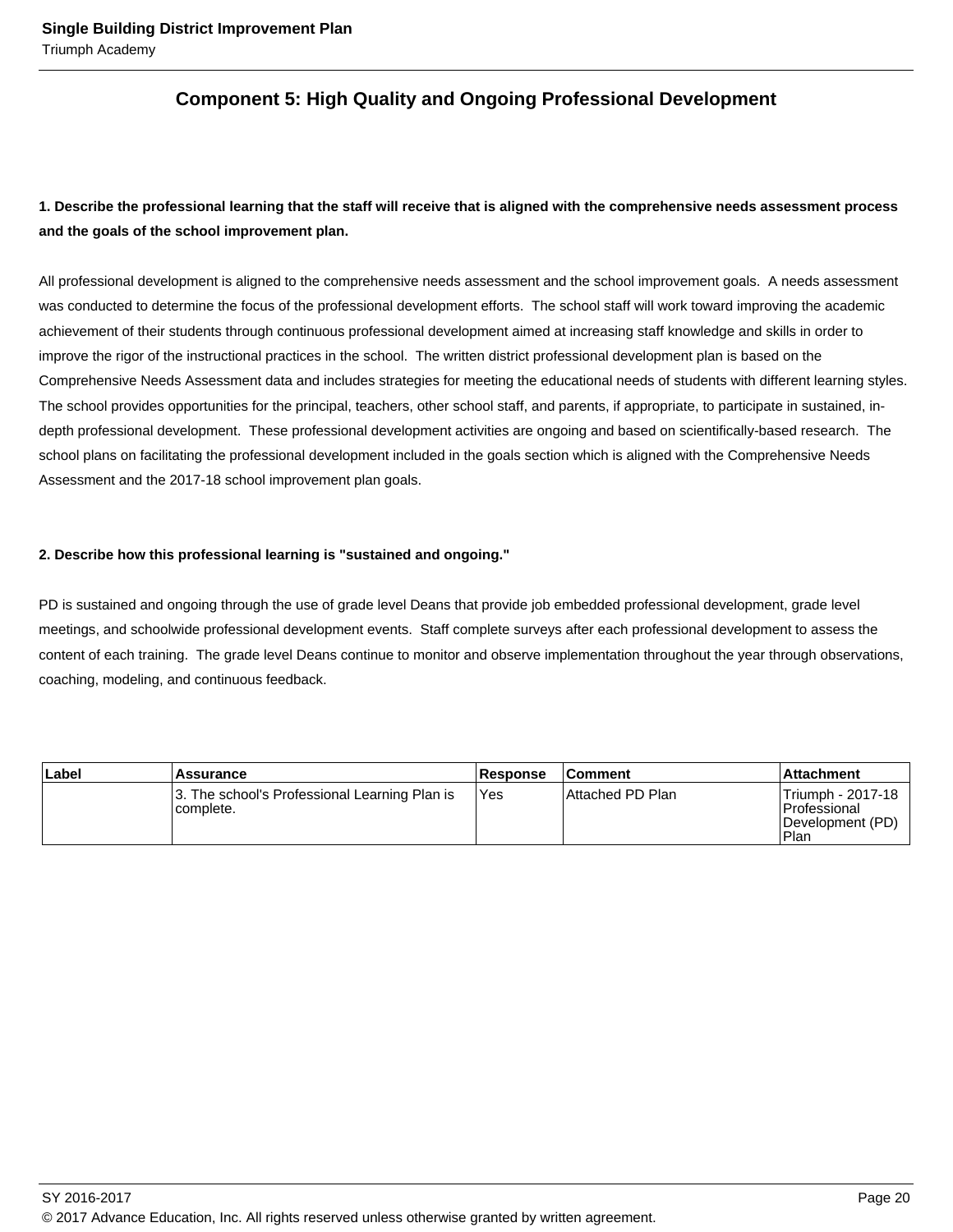## Component 5: High Quality and Ongoing Professional Development

**1. Describe the professional learning that the staff will receive that is aligned with the comprehensive needs assessment process and the goals of the school improvement plan.**

All professional development is aligned to the comprehensive needs assessment and the school improvement goals. A needs assessment was conducted to determine the focus of the professional development efforts. The school staff will work toward improving the academic achievement of their students through continuous professional development aimed at increasing staff knowledge and skills in order to improve the rigor of the instructional practices in the school. The written district professional development plan is based on the Comprehensive Needs Assessment data and includes strategies for meeting the educational needs of students with different learning styles. The school provides opportunities for the principal, teachers, other school staff, and parents, if appropriate, to participate in sustained, in-depth professional development. These professional development activities are ongoing and based on scientifically-based research. The school plans on facilitating the professional development included in the goals section which is aligned with the Comprehensive Needs Assessment and the 2017-18 school improvement plan goals.

**2. Describe how this professional learning is "sustained and ongoing."**

PD is sustained and ongoing through the use of grade level Deans that provide job embedded professional development, grade level meetings, and schoolwide professional development events. Staff complete surveys after each professional development to assess the content of each training. The grade level Deans continue to monitor and observe implementation throughout the year through observations, coaching, modeling, and continuous feedback.

| Label | Assurance | Response | Comment | Attachment |
|---|---|---|---|---|
| | 3. The school's Professional Learning Plan is complete. | Yes | Attached PD Plan | Triumph - 2017-18 Professional Development (PD) Plan |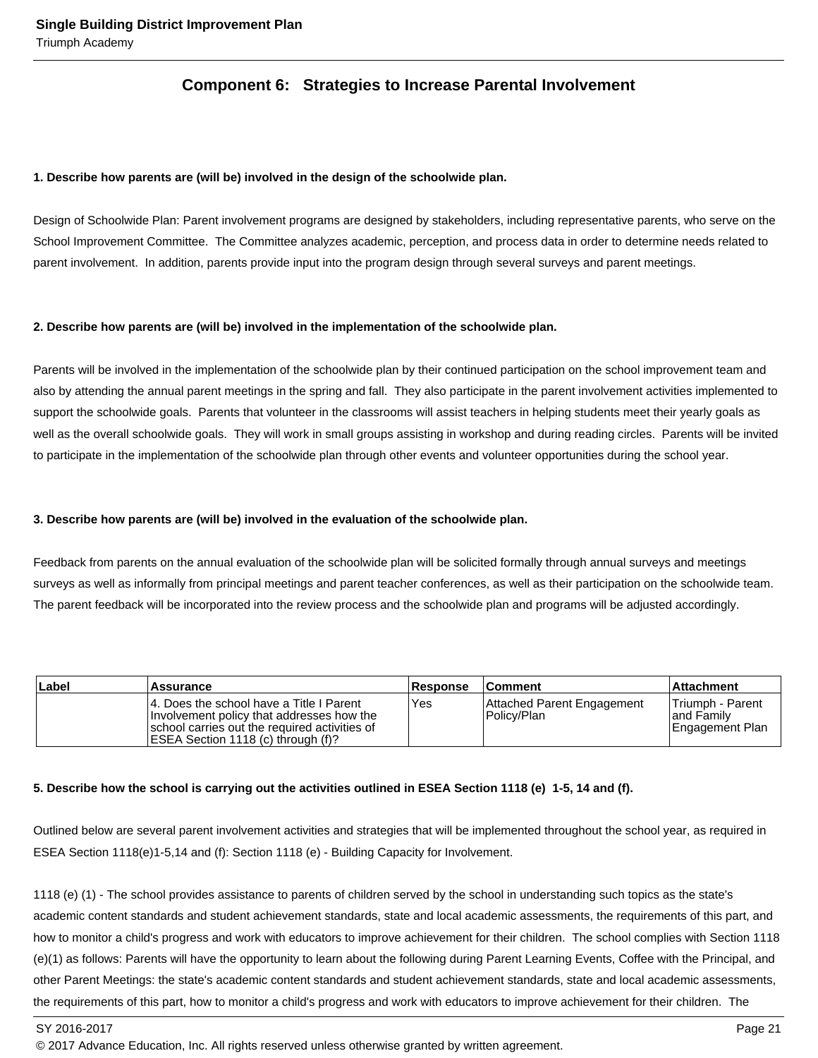## Component 6: Strategies to Increase Parental Involvement

**1. Describe how parents are (will be) involved in the design of the schoolwide plan.**

Design of Schoolwide Plan: Parent involvement programs are designed by stakeholders, including representative parents, who serve on the School Improvement Committee. The Committee analyzes academic, perception, and process data in order to determine needs related to parent involvement. In addition, parents provide input into the program design through several surveys and parent meetings.

**2. Describe how parents are (will be) involved in the implementation of the schoolwide plan.**

Parents will be involved in the implementation of the schoolwide plan by their continued participation on the school improvement team and also by attending the annual parent meetings in the spring and fall. They also participate in the parent involvement activities implemented to support the schoolwide goals. Parents that volunteer in the classrooms will assist teachers in helping students meet their yearly goals as well as the overall schoolwide goals. They will work in small groups assisting in workshop and during reading circles. Parents will be invited to participate in the implementation of the schoolwide plan through other events and volunteer opportunities during the school year.

**3. Describe how parents are (will be) involved in the evaluation of the schoolwide plan.**

Feedback from parents on the annual evaluation of the schoolwide plan will be solicited formally through annual surveys and meetings surveys as well as informally from principal meetings and parent teacher conferences, as well as their participation on the schoolwide team. The parent feedback will be incorporated into the review process and the schoolwide plan and programs will be adjusted accordingly.

| Label | Assurance | Response | Comment | Attachment |
|---|---|---|---|---|
| | 4. Does the school have a Title I Parent Involvement policy that addresses how the school carries out the required activities of ESEA Section 1118 (c) through (f)? | Yes | Attached Parent Engagement Policy/Plan | Triumph - Parent and Family Engagement Plan |

**5. Describe how the school is carrying out the activities outlined in ESEA Section 1118 (e) 1-5, 14 and (f).**

Outlined below are several parent involvement activities and strategies that will be implemented throughout the school year, as required in ESEA Section 1118(e)1-5,14 and (f): Section 1118 (e) - Building Capacity for Involvement.

1118 (e) (1) - The school provides assistance to parents of children served by the school in understanding such topics as the state's academic content standards and student achievement standards, state and local academic assessments, the requirements of this part, and how to monitor a child's progress and work with educators to improve achievement for their children. The school complies with Section 1118 (e)(1) as follows: Parents will have the opportunity to learn about the following during Parent Learning Events, Coffee with the Principal, and other Parent Meetings: the state's academic content standards and student achievement standards, state and local academic assessments, the requirements of this part, how to monitor a child's progress and work with educators to improve achievement for their children. The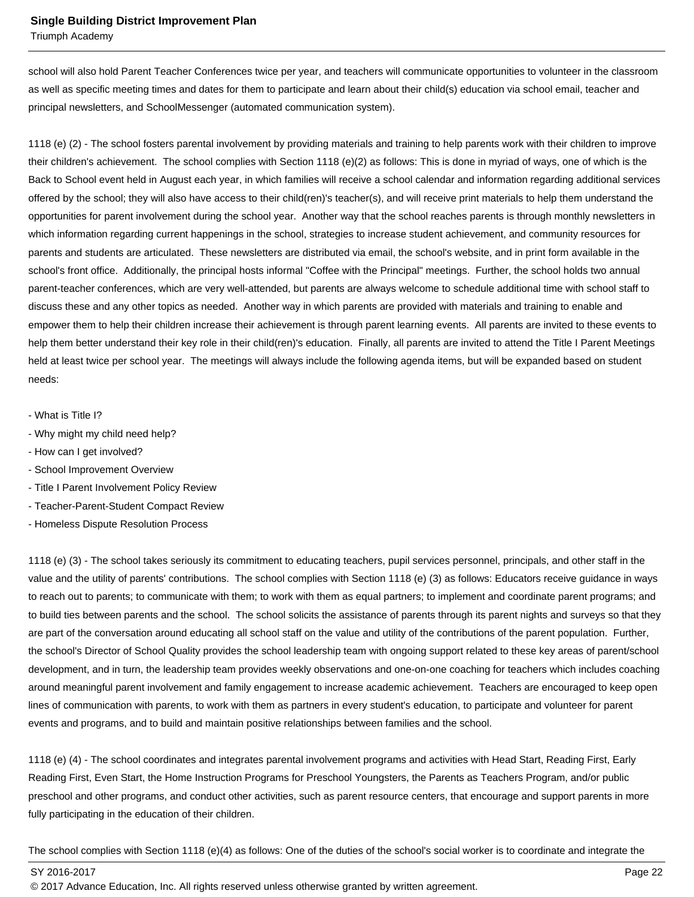school will also hold Parent Teacher Conferences twice per year, and teachers will communicate opportunities to volunteer in the classroom as well as specific meeting times and dates for them to participate and learn about their child(s) education via school email, teacher and principal newsletters, and SchoolMessenger (automated communication system).

1118 (e) (2) - The school fosters parental involvement by providing materials and training to help parents work with their children to improve their children's achievement. The school complies with Section 1118 (e)(2) as follows: This is done in myriad of ways, one of which is the Back to School event held in August each year, in which families will receive a school calendar and information regarding additional services offered by the school; they will also have access to their child(ren)'s teacher(s), and will receive print materials to help them understand the opportunities for parent involvement during the school year. Another way that the school reaches parents is through monthly newsletters in which information regarding current happenings in the school, strategies to increase student achievement, and community resources for parents and students are articulated. These newsletters are distributed via email, the school's website, and in print form available in the school's front office. Additionally, the principal hosts informal "Coffee with the Principal" meetings. Further, the school holds two annual parent-teacher conferences, which are very well-attended, but parents are always welcome to schedule additional time with school staff to discuss these and any other topics as needed. Another way in which parents are provided with materials and training to enable and empower them to help their children increase their achievement is through parent learning events. All parents are invited to these events to help them better understand their key role in their child(ren)'s education. Finally, all parents are invited to attend the Title I Parent Meetings held at least twice per school year. The meetings will always include the following agenda items, but will be expanded based on student needs:

- What is Title I?
- Why might my child need help?
- How can I get involved?
- School Improvement Overview
- Title I Parent Involvement Policy Review
- Teacher-Parent-Student Compact Review
- Homeless Dispute Resolution Process

1118 (e) (3) - The school takes seriously its commitment to educating teachers, pupil services personnel, principals, and other staff in the value and the utility of parents' contributions. The school complies with Section 1118 (e) (3) as follows: Educators receive guidance in ways to reach out to parents; to communicate with them; to work with them as equal partners; to implement and coordinate parent programs; and to build ties between parents and the school. The school solicits the assistance of parents through its parent nights and surveys so that they are part of the conversation around educating all school staff on the value and utility of the contributions of the parent population. Further, the school's Director of School Quality provides the school leadership team with ongoing support related to these key areas of parent/school development, and in turn, the leadership team provides weekly observations and one-on-one coaching for teachers which includes coaching around meaningful parent involvement and family engagement to increase academic achievement. Teachers are encouraged to keep open lines of communication with parents, to work with them as partners in every student's education, to participate and volunteer for parent events and programs, and to build and maintain positive relationships between families and the school.

1118 (e) (4) - The school coordinates and integrates parental involvement programs and activities with Head Start, Reading First, Early Reading First, Even Start, the Home Instruction Programs for Preschool Youngsters, the Parents as Teachers Program, and/or public preschool and other programs, and conduct other activities, such as parent resource centers, that encourage and support parents in more fully participating in the education of their children.

The school complies with Section 1118 (e)(4) as follows: One of the duties of the school's social worker is to coordinate and integrate the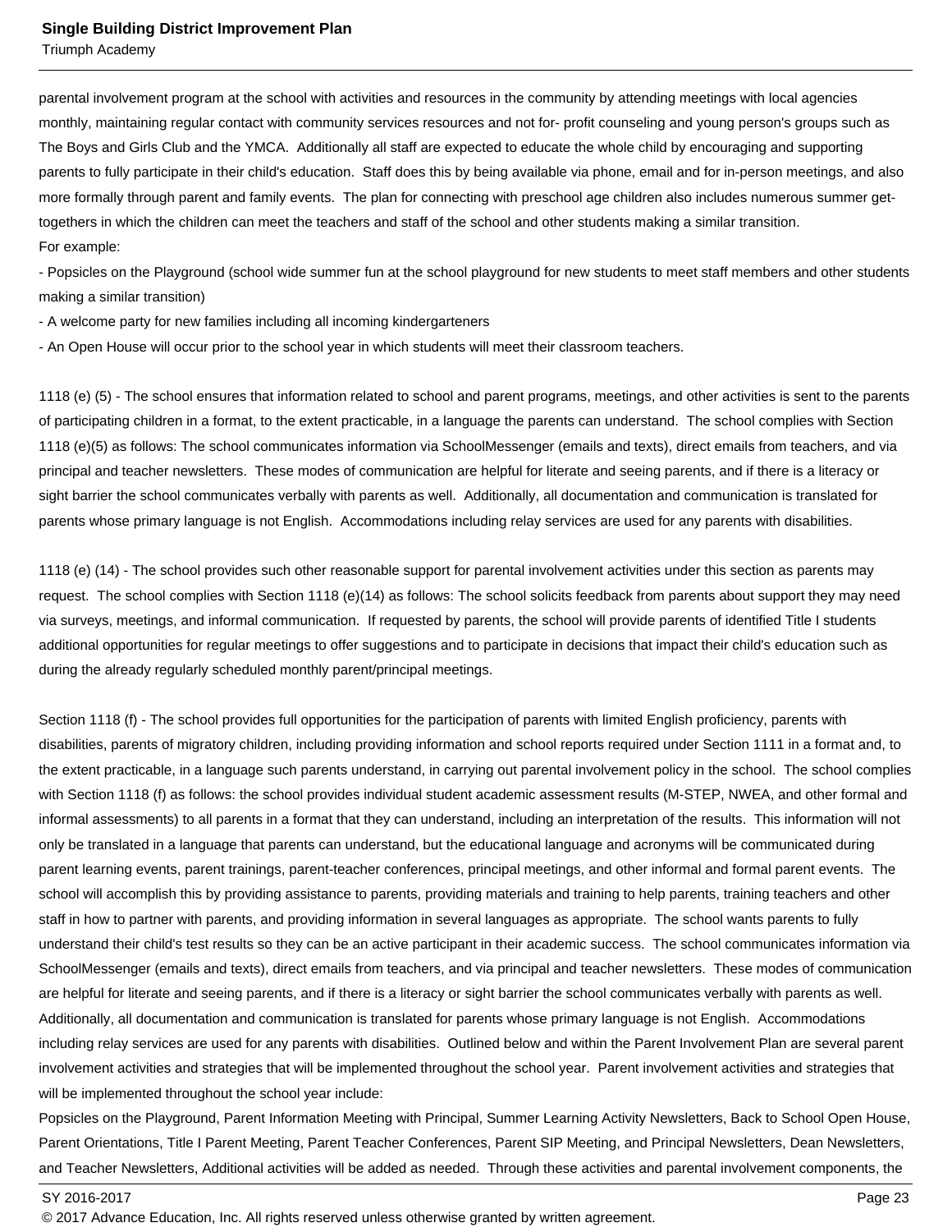parental involvement program at the school with activities and resources in the community by attending meetings with local agencies monthly, maintaining regular contact with community services resources and not for- profit counseling and young person's groups such as The Boys and Girls Club and the YMCA. Additionally all staff are expected to educate the whole child by encouraging and supporting parents to fully participate in their child's education. Staff does this by being available via phone, email and for in-person meetings, and also more formally through parent and family events. The plan for connecting with preschool age children also includes numerous summer get-togethers in which the children can meet the teachers and staff of the school and other students making a similar transition.
For example:
- Popsicles on the Playground (school wide summer fun at the school playground for new students to meet staff members and other students making a similar transition)
- A welcome party for new families including all incoming kindergarteners
- An Open House will occur prior to the school year in which students will meet their classroom teachers.

1118 (e) (5) - The school ensures that information related to school and parent programs, meetings, and other activities is sent to the parents of participating children in a format, to the extent practicable, in a language the parents can understand. The school complies with Section 1118 (e)(5) as follows: The school communicates information via SchoolMessenger (emails and texts), direct emails from teachers, and via principal and teacher newsletters. These modes of communication are helpful for literate and seeing parents, and if there is a literacy or sight barrier the school communicates verbally with parents as well. Additionally, all documentation and communication is translated for parents whose primary language is not English. Accommodations including relay services are used for any parents with disabilities.

1118 (e) (14) - The school provides such other reasonable support for parental involvement activities under this section as parents may request. The school complies with Section 1118 (e)(14) as follows: The school solicits feedback from parents about support they may need via surveys, meetings, and informal communication. If requested by parents, the school will provide parents of identified Title I students additional opportunities for regular meetings to offer suggestions and to participate in decisions that impact their child's education such as during the already regularly scheduled monthly parent/principal meetings.

Section 1118 (f) - The school provides full opportunities for the participation of parents with limited English proficiency, parents with disabilities, parents of migratory children, including providing information and school reports required under Section 1111 in a format and, to the extent practicable, in a language such parents understand, in carrying out parental involvement policy in the school. The school complies with Section 1118 (f) as follows: the school provides individual student academic assessment results (M-STEP, NWEA, and other formal and informal assessments) to all parents in a format that they can understand, including an interpretation of the results. This information will not only be translated in a language that parents can understand, but the educational language and acronyms will be communicated during parent learning events, parent trainings, parent-teacher conferences, principal meetings, and other informal and formal parent events. The school will accomplish this by providing assistance to parents, providing materials and training to help parents, training teachers and other staff in how to partner with parents, and providing information in several languages as appropriate. The school wants parents to fully understand their child's test results so they can be an active participant in their academic success. The school communicates information via SchoolMessenger (emails and texts), direct emails from teachers, and via principal and teacher newsletters. These modes of communication are helpful for literate and seeing parents, and if there is a literacy or sight barrier the school communicates verbally with parents as well. Additionally, all documentation and communication is translated for parents whose primary language is not English. Accommodations including relay services are used for any parents with disabilities. Outlined below and within the Parent Involvement Plan are several parent involvement activities and strategies that will be implemented throughout the school year. Parent involvement activities and strategies that will be implemented throughout the school year include:
Popsicles on the Playground, Parent Information Meeting with Principal, Summer Learning Activity Newsletters, Back to School Open House, Parent Orientations, Title I Parent Meeting, Parent Teacher Conferences, Parent SIP Meeting, and Principal Newsletters, Dean Newsletters, and Teacher Newsletters, Additional activities will be added as needed. Through these activities and parental involvement components, the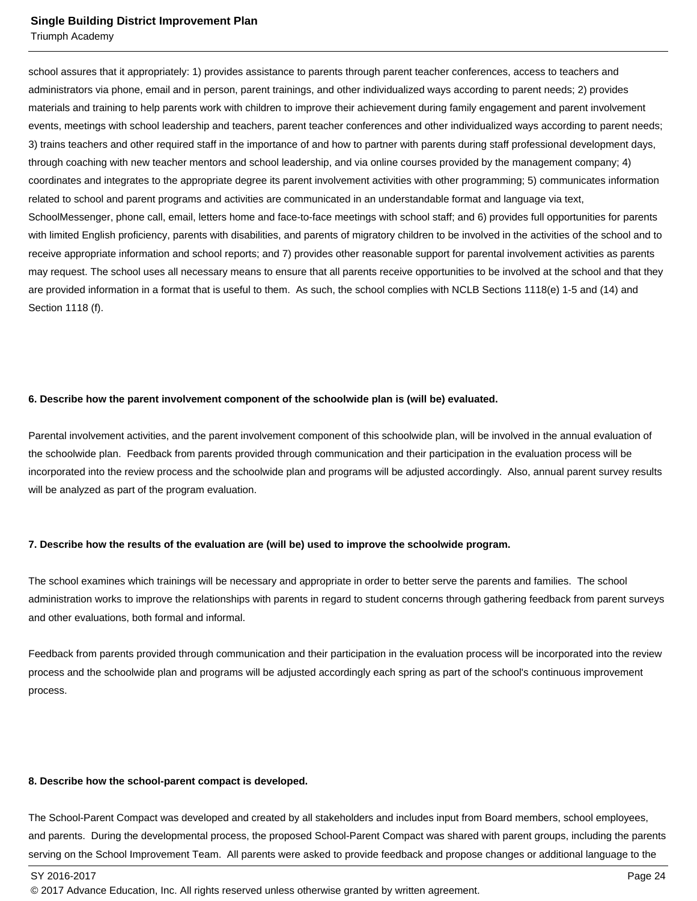school assures that it appropriately: 1) provides assistance to parents through parent teacher conferences, access to teachers and administrators via phone, email and in person, parent trainings, and other individualized ways according to parent needs; 2) provides materials and training to help parents work with children to improve their achievement during family engagement and parent involvement events, meetings with school leadership and teachers, parent teacher conferences and other individualized ways according to parent needs; 3) trains teachers and other required staff in the importance of and how to partner with parents during staff professional development days, through coaching with new teacher mentors and school leadership, and via online courses provided by the management company; 4) coordinates and integrates to the appropriate degree its parent involvement activities with other programming; 5) communicates information related to school and parent programs and activities are communicated in an understandable format and language via text, SchoolMessenger, phone call, email, letters home and face-to-face meetings with school staff; and 6) provides full opportunities for parents with limited English proficiency, parents with disabilities, and parents of migratory children to be involved in the activities of the school and to receive appropriate information and school reports; and 7) provides other reasonable support for parental involvement activities as parents may request. The school uses all necessary means to ensure that all parents receive opportunities to be involved at the school and that they are provided information in a format that is useful to them. As such, the school complies with NCLB Sections 1118(e) 1-5 and (14) and Section 1118 (f).

**6. Describe how the parent involvement component of the schoolwide plan is (will be) evaluated.**

Parental involvement activities, and the parent involvement component of this schoolwide plan, will be involved in the annual evaluation of the schoolwide plan. Feedback from parents provided through communication and their participation in the evaluation process will be incorporated into the review process and the schoolwide plan and programs will be adjusted accordingly. Also, annual parent survey results will be analyzed as part of the program evaluation.

**7. Describe how the results of the evaluation are (will be) used to improve the schoolwide program.**

The school examines which trainings will be necessary and appropriate in order to better serve the parents and families. The school administration works to improve the relationships with parents in regard to student concerns through gathering feedback from parent surveys and other evaluations, both formal and informal.

Feedback from parents provided through communication and their participation in the evaluation process will be incorporated into the review process and the schoolwide plan and programs will be adjusted accordingly each spring as part of the school's continuous improvement process.

**8. Describe how the school-parent compact is developed.**

The School-Parent Compact was developed and created by all stakeholders and includes input from Board members, school employees, and parents. During the developmental process, the proposed School-Parent Compact was shared with parent groups, including the parents serving on the School Improvement Team. All parents were asked to provide feedback and propose changes or additional language to the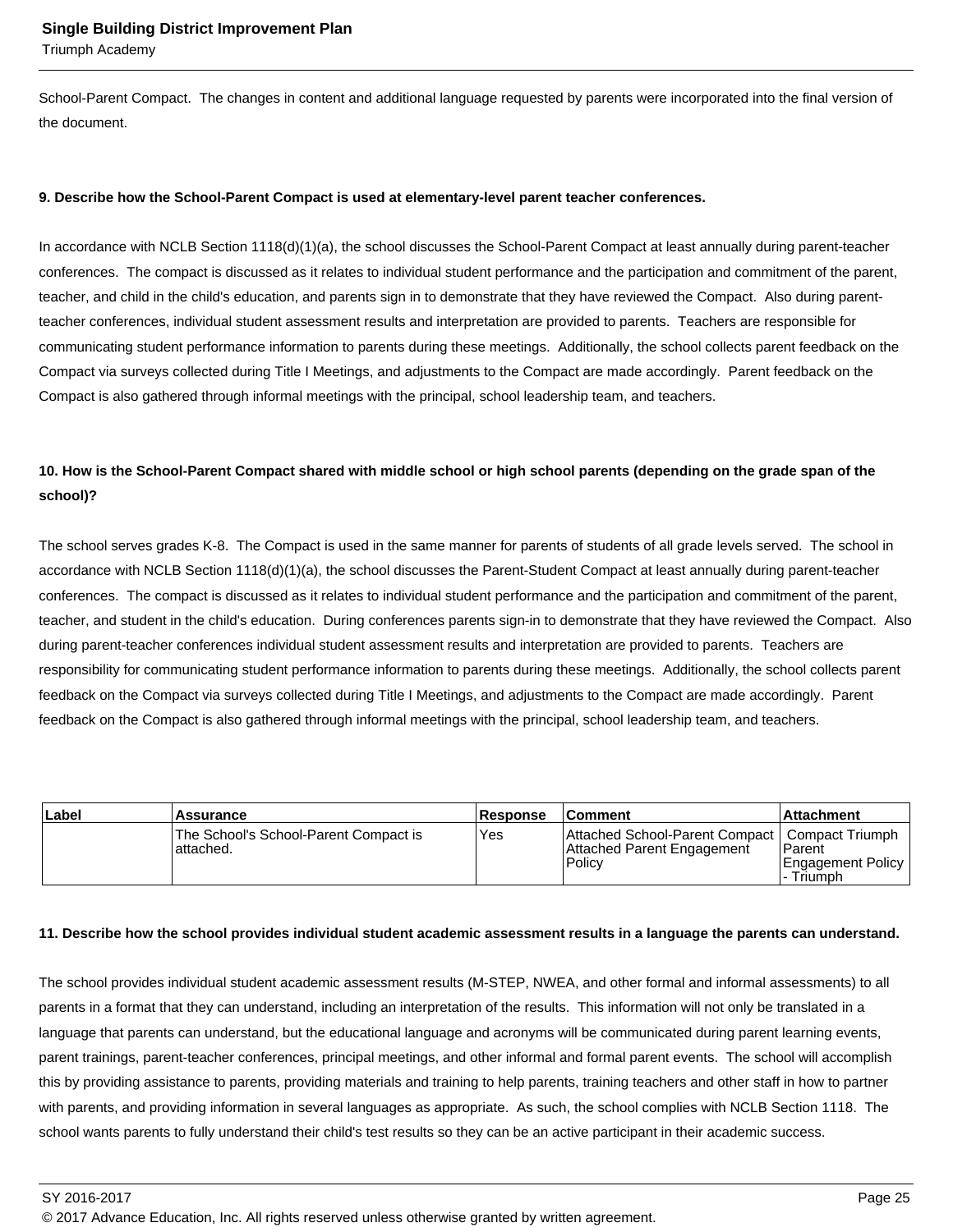School-Parent Compact.  The changes in content and additional language requested by parents were incorporated into the final version of the document.

**9. Describe how the School-Parent Compact is used at elementary-level parent teacher conferences.**

In accordance with NCLB Section 1118(d)(1)(a), the school discusses the School-Parent Compact at least annually during parent-teacher conferences.  The compact is discussed as it relates to individual student performance and the participation and commitment of the parent, teacher, and child in the child's education, and parents sign in to demonstrate that they have reviewed the Compact.  Also during parent-teacher conferences, individual student assessment results and interpretation are provided to parents.  Teachers are responsible for communicating student performance information to parents during these meetings.  Additionally, the school collects parent feedback on the Compact via surveys collected during Title I Meetings, and adjustments to the Compact are made accordingly.  Parent feedback on the Compact is also gathered through informal meetings with the principal, school leadership team, and teachers.

**10. How is the School-Parent Compact shared with middle school or high school parents (depending on the grade span of the school)?**

The school serves grades K-8.  The Compact is used in the same manner for parents of students of all grade levels served.  The school in accordance with NCLB Section 1118(d)(1)(a), the school discusses the Parent-Student Compact at least annually during parent-teacher conferences.  The compact is discussed as it relates to individual student performance and the participation and commitment of the parent, teacher, and student in the child's education.  During conferences parents sign-in to demonstrate that they have reviewed the Compact.  Also during parent-teacher conferences individual student assessment results and interpretation are provided to parents.  Teachers are responsibility for communicating student performance information to parents during these meetings.  Additionally, the school collects parent feedback on the Compact via surveys collected during Title I Meetings, and adjustments to the Compact are made accordingly.  Parent feedback on the Compact is also gathered through informal meetings with the principal, school leadership team, and teachers.

| Label | Assurance | Response | Comment | Attachment |
|---|---|---|---|---|
| | The School's School-Parent Compact is attached. | Yes | Attached School-Parent Compact Attached Parent Engagement Policy | Compact Triumph Parent Engagement Policy - Triumph |

**11. Describe how the school provides individual student academic assessment results in a language the parents can understand.**

The school provides individual student academic assessment results (M-STEP, NWEA, and other formal and informal assessments) to all parents in a format that they can understand, including an interpretation of the results.  This information will not only be translated in a language that parents can understand, but the educational language and acronyms will be communicated during parent learning events, parent trainings, parent-teacher conferences, principal meetings, and other informal and formal parent events.  The school will accomplish this by providing assistance to parents, providing materials and training to help parents, training teachers and other staff in how to partner with parents, and providing information in several languages as appropriate.  As such, the school complies with NCLB Section 1118.  The school wants parents to fully understand their child's test results so they can be an active participant in their academic success.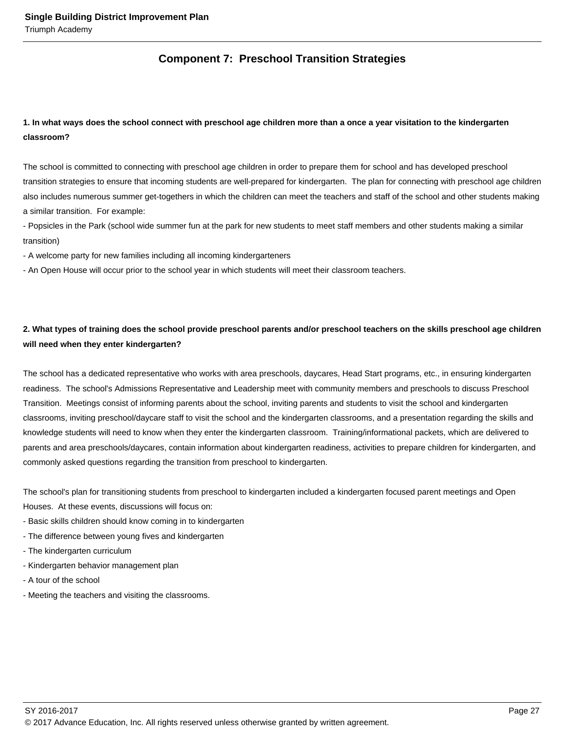## Component 7: Preschool Transition Strategies

**1. In what ways does the school connect with preschool age children more than a once a year visitation to the kindergarten classroom?**

The school is committed to connecting with preschool age children in order to prepare them for school and has developed preschool transition strategies to ensure that incoming students are well-prepared for kindergarten. The plan for connecting with preschool age children also includes numerous summer get-togethers in which the children can meet the teachers and staff of the school and other students making a similar transition. For example:

- Popsicles in the Park (school wide summer fun at the park for new students to meet staff members and other students making a similar transition)
- A welcome party for new families including all incoming kindergarteners
- An Open House will occur prior to the school year in which students will meet their classroom teachers.

**2. What types of training does the school provide preschool parents and/or preschool teachers on the skills preschool age children will need when they enter kindergarten?**

The school has a dedicated representative who works with area preschools, daycares, Head Start programs, etc., in ensuring kindergarten readiness. The school's Admissions Representative and Leadership meet with community members and preschools to discuss Preschool Transition. Meetings consist of informing parents about the school, inviting parents and students to visit the school and kindergarten classrooms, inviting preschool/daycare staff to visit the school and the kindergarten classrooms, and a presentation regarding the skills and knowledge students will need to know when they enter the kindergarten classroom. Training/informational packets, which are delivered to parents and area preschools/daycares, contain information about kindergarten readiness, activities to prepare children for kindergarten, and commonly asked questions regarding the transition from preschool to kindergarten.

The school's plan for transitioning students from preschool to kindergarten included a kindergarten focused parent meetings and Open Houses. At these events, discussions will focus on:

- Basic skills children should know coming in to kindergarten
- The difference between young fives and kindergarten
- The kindergarten curriculum
- Kindergarten behavior management plan
- A tour of the school
- Meeting the teachers and visiting the classrooms.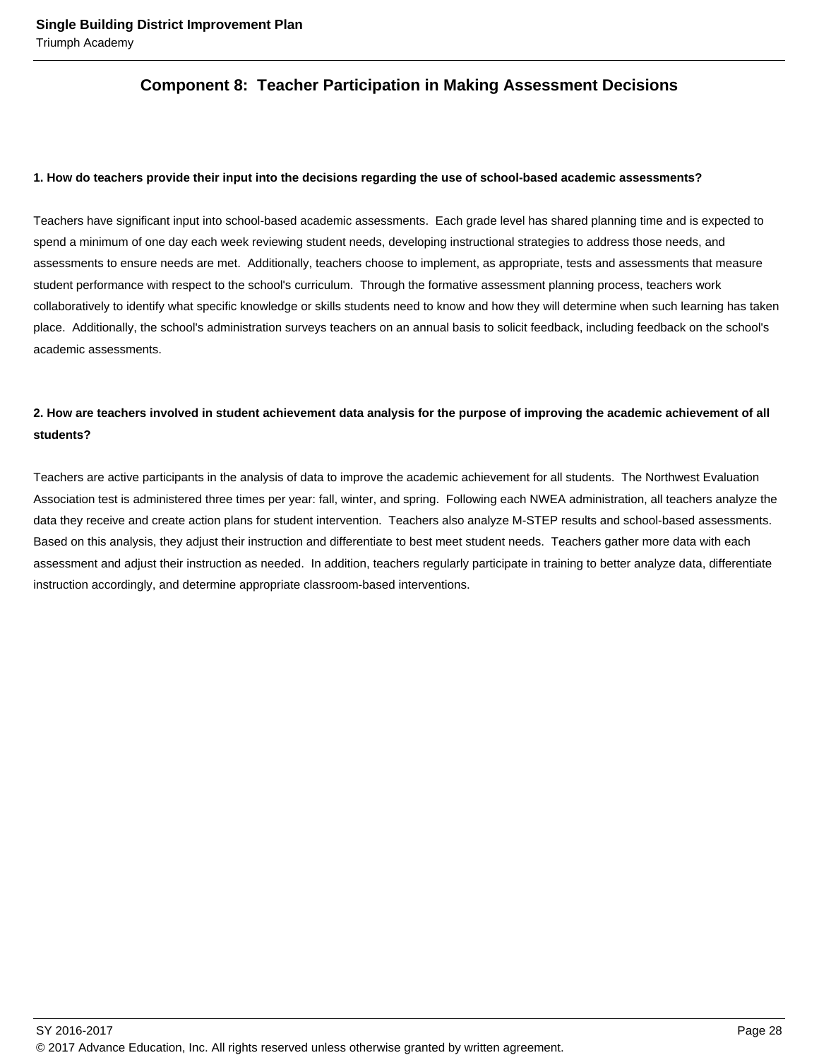## Component 8: Teacher Participation in Making Assessment Decisions

**1. How do teachers provide their input into the decisions regarding the use of school-based academic assessments?**

Teachers have significant input into school-based academic assessments. Each grade level has shared planning time and is expected to spend a minimum of one day each week reviewing student needs, developing instructional strategies to address those needs, and assessments to ensure needs are met. Additionally, teachers choose to implement, as appropriate, tests and assessments that measure student performance with respect to the school's curriculum. Through the formative assessment planning process, teachers work collaboratively to identify what specific knowledge or skills students need to know and how they will determine when such learning has taken place. Additionally, the school's administration surveys teachers on an annual basis to solicit feedback, including feedback on the school's academic assessments.

**2. How are teachers involved in student achievement data analysis for the purpose of improving the academic achievement of all students?**

Teachers are active participants in the analysis of data to improve the academic achievement for all students. The Northwest Evaluation Association test is administered three times per year: fall, winter, and spring. Following each NWEA administration, all teachers analyze the data they receive and create action plans for student intervention. Teachers also analyze M-STEP results and school-based assessments. Based on this analysis, they adjust their instruction and differentiate to best meet student needs. Teachers gather more data with each assessment and adjust their instruction as needed. In addition, teachers regularly participate in training to better analyze data, differentiate instruction accordingly, and determine appropriate classroom-based interventions.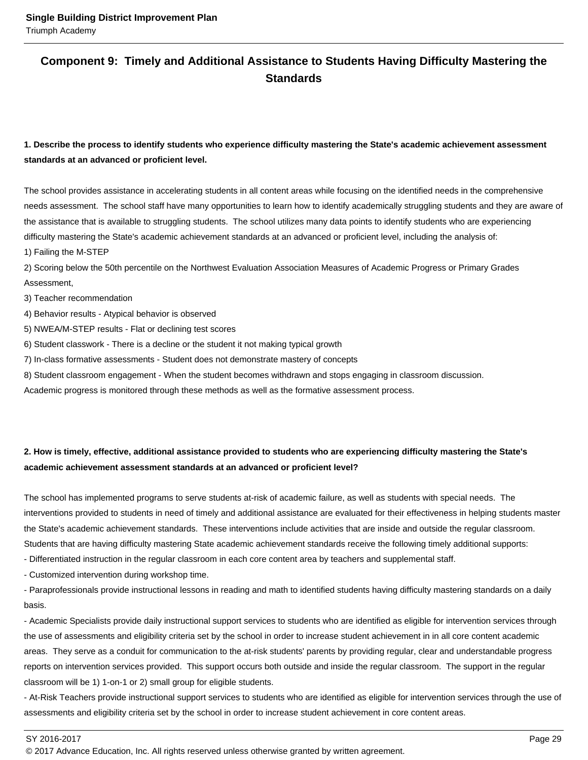## Component 9: Timely and Additional Assistance to Students Having Difficulty Mastering the Standards

**1. Describe the process to identify students who experience difficulty mastering the State's academic achievement assessment standards at an advanced or proficient level.**

The school provides assistance in accelerating students in all content areas while focusing on the identified needs in the comprehensive needs assessment. The school staff have many opportunities to learn how to identify academically struggling students and they are aware of the assistance that is available to struggling students. The school utilizes many data points to identify students who are experiencing difficulty mastering the State's academic achievement standards at an advanced or proficient level, including the analysis of:
1) Failing the M-STEP
2) Scoring below the 50th percentile on the Northwest Evaluation Association Measures of Academic Progress or Primary Grades Assessment,
3) Teacher recommendation
4) Behavior results - Atypical behavior is observed
5) NWEA/M-STEP results - Flat or declining test scores
6) Student classwork - There is a decline or the student it not making typical growth
7) In-class formative assessments - Student does not demonstrate mastery of concepts
8) Student classroom engagement - When the student becomes withdrawn and stops engaging in classroom discussion.
Academic progress is monitored through these methods as well as the formative assessment process.

**2. How is timely, effective, additional assistance provided to students who are experiencing difficulty mastering the State's academic achievement assessment standards at an advanced or proficient level?**

The school has implemented programs to serve students at-risk of academic failure, as well as students with special needs. The interventions provided to students in need of timely and additional assistance are evaluated for their effectiveness in helping students master the State's academic achievement standards. These interventions include activities that are inside and outside the regular classroom. Students that are having difficulty mastering State academic achievement standards receive the following timely additional supports:
- Differentiated instruction in the regular classroom in each core content area by teachers and supplemental staff.
- Customized intervention during workshop time.
- Paraprofessionals provide instructional lessons in reading and math to identified students having difficulty mastering standards on a daily basis.
- Academic Specialists provide daily instructional support services to students who are identified as eligible for intervention services through the use of assessments and eligibility criteria set by the school in order to increase student achievement in in all core content academic areas. They serve as a conduit for communication to the at-risk students' parents by providing regular, clear and understandable progress reports on intervention services provided. This support occurs both outside and inside the regular classroom. The support in the regular classroom will be 1) 1-on-1 or 2) small group for eligible students.
- At-Risk Teachers provide instructional support services to students who are identified as eligible for intervention services through the use of assessments and eligibility criteria set by the school in order to increase student achievement in core content areas.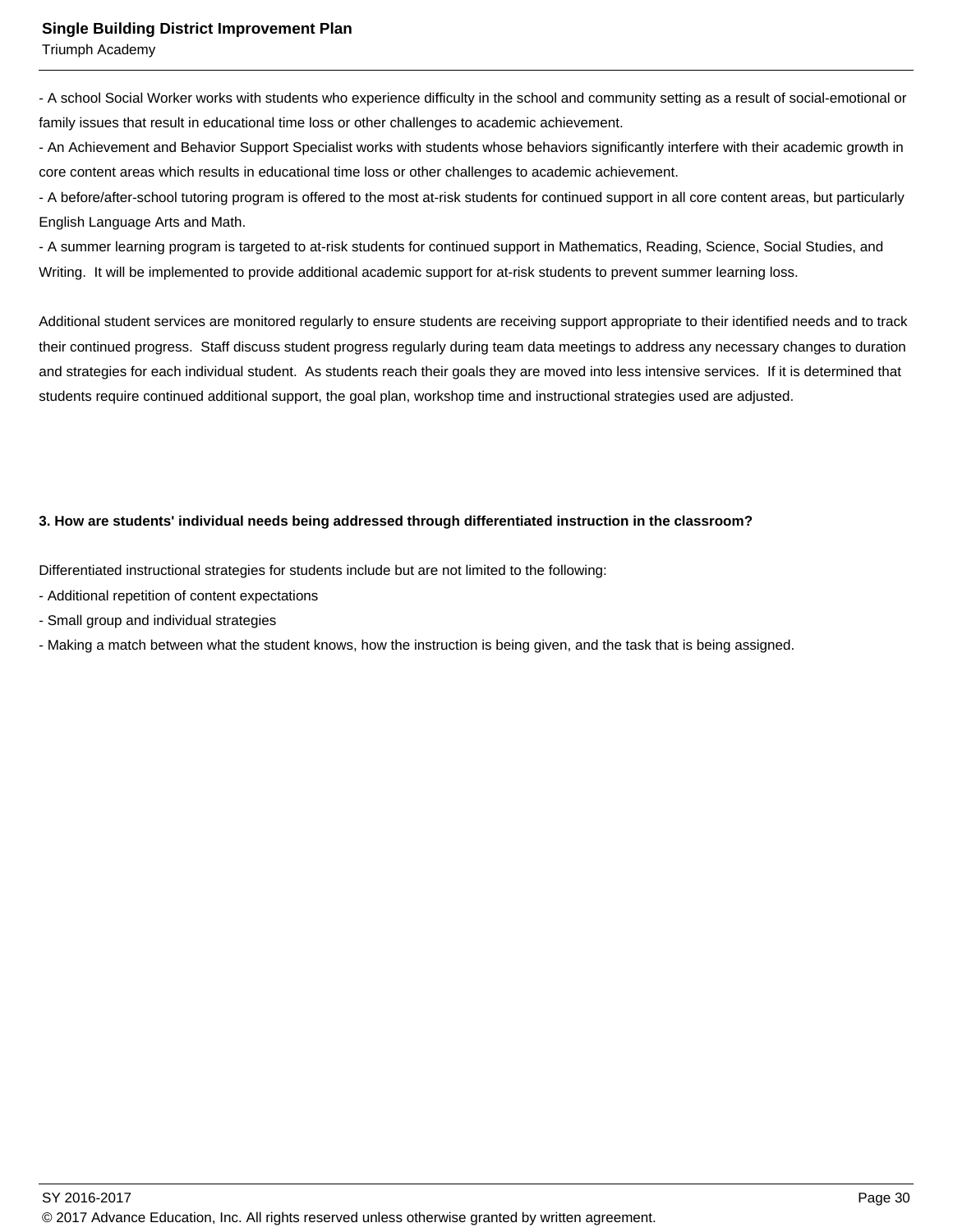- A school Social Worker works with students who experience difficulty in the school and community setting as a result of social-emotional or family issues that result in educational time loss or other challenges to academic achievement.
- An Achievement and Behavior Support Specialist works with students whose behaviors significantly interfere with their academic growth in core content areas which results in educational time loss or other challenges to academic achievement.
- A before/after-school tutoring program is offered to the most at-risk students for continued support in all core content areas, but particularly English Language Arts and Math.
- A summer learning program is targeted to at-risk students for continued support in Mathematics, Reading, Science, Social Studies, and Writing.  It will be implemented to provide additional academic support for at-risk students to prevent summer learning loss.

Additional student services are monitored regularly to ensure students are receiving support appropriate to their identified needs and to track their continued progress.  Staff discuss student progress regularly during team data meetings to address any necessary changes to duration and strategies for each individual student.  As students reach their goals they are moved into less intensive services.  If it is determined that students require continued additional support, the goal plan, workshop time and instructional strategies used are adjusted.

**3. How are students' individual needs being addressed through differentiated instruction in the classroom?**

Differentiated instructional strategies for students include but are not limited to the following:

- Additional repetition of content expectations
- Small group and individual strategies
- Making a match between what the student knows, how the instruction is being given, and the task that is being assigned.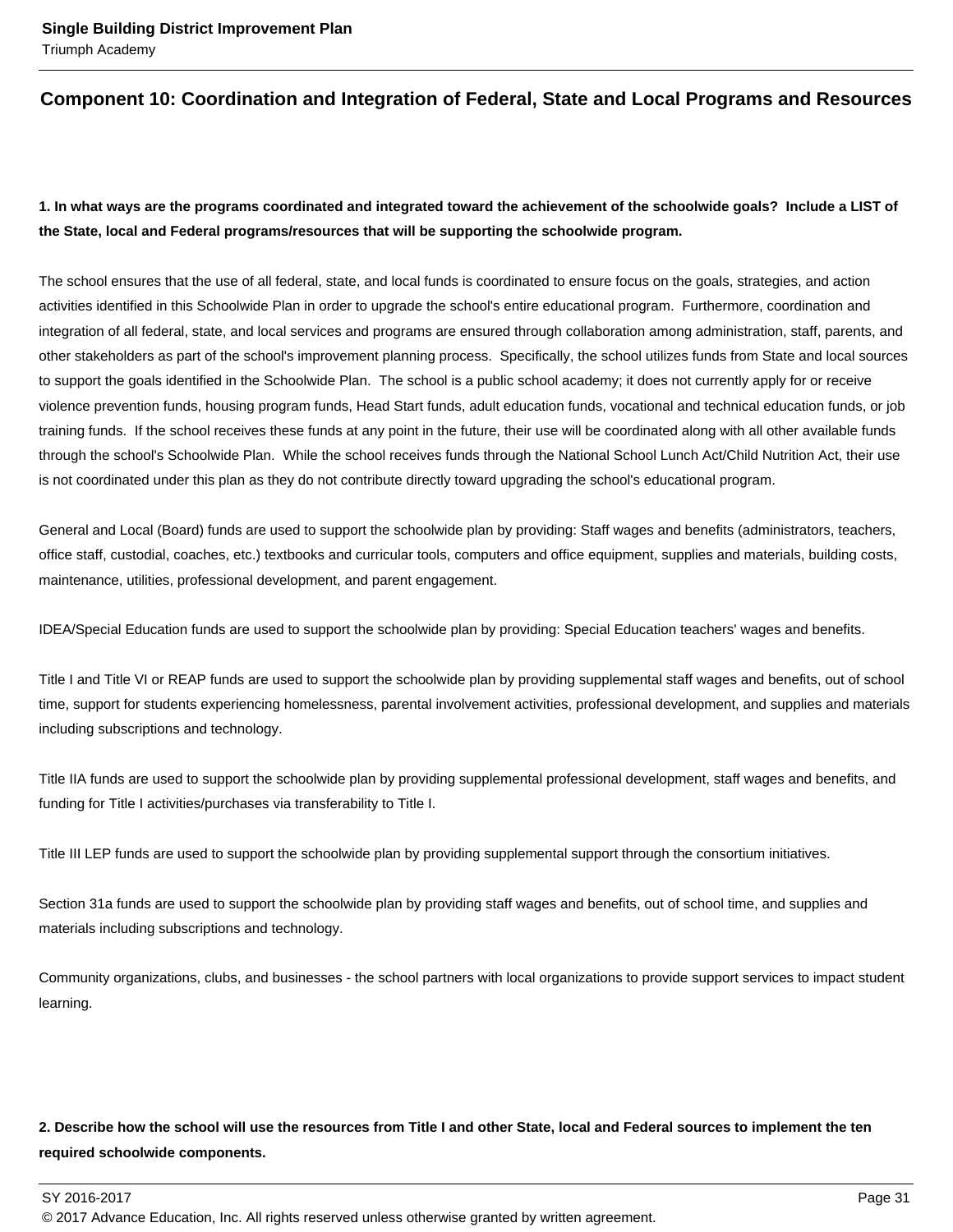## Component 10: Coordination and Integration of Federal, State and Local Programs and Resources

**1. In what ways are the programs coordinated and integrated toward the achievement of the schoolwide goals? Include a LIST of the State, local and Federal programs/resources that will be supporting the schoolwide program.**

The school ensures that the use of all federal, state, and local funds is coordinated to ensure focus on the goals, strategies, and action activities identified in this Schoolwide Plan in order to upgrade the school's entire educational program. Furthermore, coordination and integration of all federal, state, and local services and programs are ensured through collaboration among administration, staff, parents, and other stakeholders as part of the school's improvement planning process. Specifically, the school utilizes funds from State and local sources to support the goals identified in the Schoolwide Plan. The school is a public school academy; it does not currently apply for or receive violence prevention funds, housing program funds, Head Start funds, adult education funds, vocational and technical education funds, or job training funds. If the school receives these funds at any point in the future, their use will be coordinated along with all other available funds through the school's Schoolwide Plan. While the school receives funds through the National School Lunch Act/Child Nutrition Act, their use is not coordinated under this plan as they do not contribute directly toward upgrading the school's educational program.

General and Local (Board) funds are used to support the schoolwide plan by providing: Staff wages and benefits (administrators, teachers, office staff, custodial, coaches, etc.) textbooks and curricular tools, computers and office equipment, supplies and materials, building costs, maintenance, utilities, professional development, and parent engagement.

IDEA/Special Education funds are used to support the schoolwide plan by providing: Special Education teachers' wages and benefits.

Title I and Title VI or REAP funds are used to support the schoolwide plan by providing supplemental staff wages and benefits, out of school time, support for students experiencing homelessness, parental involvement activities, professional development, and supplies and materials including subscriptions and technology.

Title IIA funds are used to support the schoolwide plan by providing supplemental professional development, staff wages and benefits, and funding for Title I activities/purchases via transferability to Title I.

Title III LEP funds are used to support the schoolwide plan by providing supplemental support through the consortium initiatives.

Section 31a funds are used to support the schoolwide plan by providing staff wages and benefits, out of school time, and supplies and materials including subscriptions and technology.

Community organizations, clubs, and businesses - the school partners with local organizations to provide support services to impact student learning.

**2. Describe how the school will use the resources from Title I and other State, local and Federal sources to implement the ten required schoolwide components.**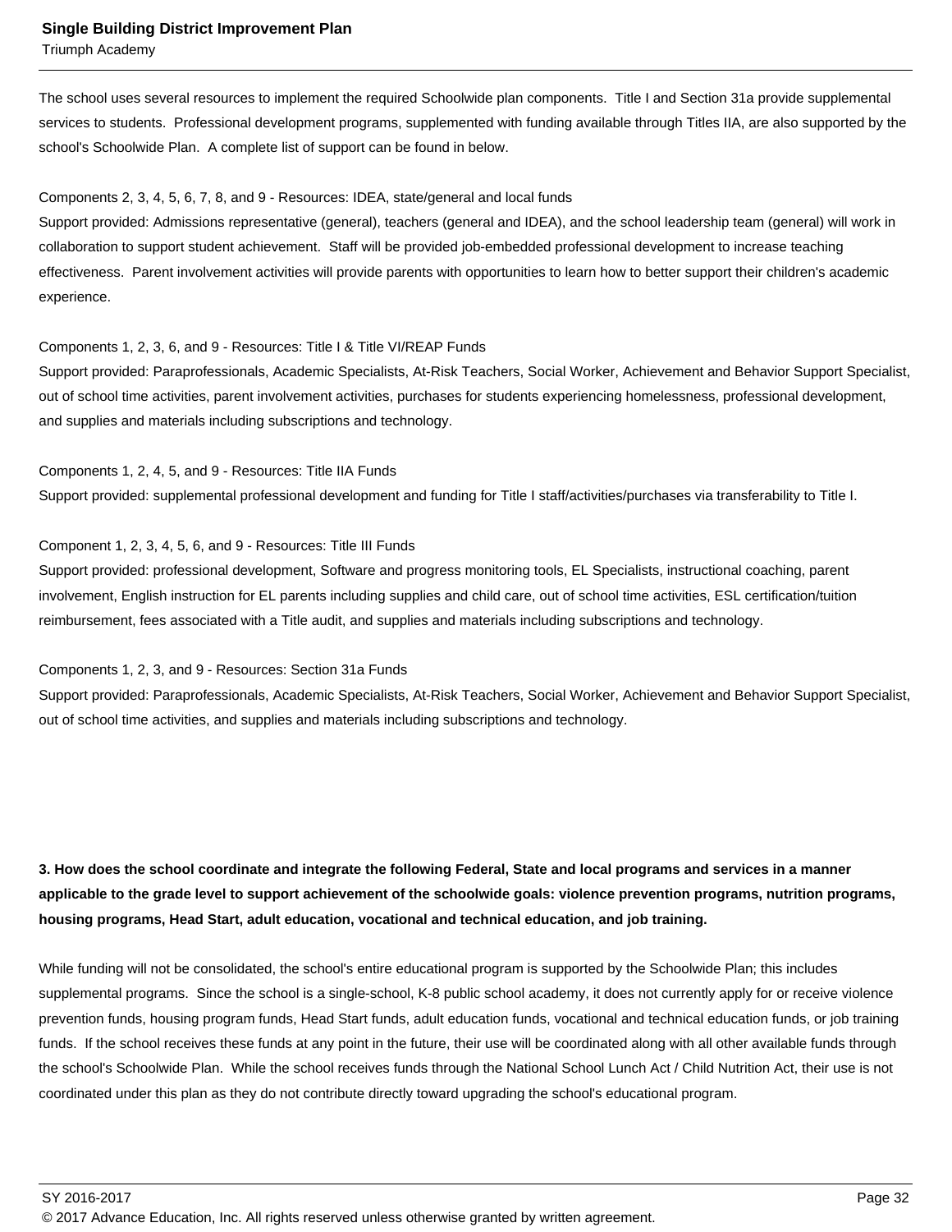The school uses several resources to implement the required Schoolwide plan components.  Title I and Section 31a provide supplemental services to students.  Professional development programs, supplemented with funding available through Titles IIA, are also supported by the school's Schoolwide Plan.  A complete list of support can be found in below.

Components 2, 3, 4, 5, 6, 7, 8, and 9 - Resources: IDEA, state/general and local funds
Support provided: Admissions representative (general), teachers (general and IDEA), and the school leadership team (general) will work in collaboration to support student achievement.  Staff will be provided job-embedded professional development to increase teaching effectiveness.  Parent involvement activities will provide parents with opportunities to learn how to better support their children's academic experience.

Components 1, 2, 3, 6, and 9 - Resources: Title I & Title VI/REAP Funds
Support provided: Paraprofessionals, Academic Specialists, At-Risk Teachers, Social Worker, Achievement and Behavior Support Specialist, out of school time activities, parent involvement activities, purchases for students experiencing homelessness, professional development, and supplies and materials including subscriptions and technology.

Components 1, 2, 4, 5, and 9 - Resources: Title IIA Funds
Support provided: supplemental professional development and funding for Title I staff/activities/purchases via transferability to Title I.

Component 1, 2, 3, 4, 5, 6, and 9 - Resources: Title III Funds
Support provided: professional development, Software and progress monitoring tools, EL Specialists, instructional coaching, parent involvement, English instruction for EL parents including supplies and child care, out of school time activities, ESL certification/tuition reimbursement, fees associated with a Title audit, and supplies and materials including subscriptions and technology.

Components 1, 2, 3, and 9 - Resources: Section 31a Funds
Support provided: Paraprofessionals, Academic Specialists, At-Risk Teachers, Social Worker, Achievement and Behavior Support Specialist, out of school time activities, and supplies and materials including subscriptions and technology.

**3. How does the school coordinate and integrate the following Federal, State and local programs and services in a manner applicable to the grade level to support achievement of the schoolwide goals: violence prevention programs, nutrition programs, housing programs, Head Start, adult education, vocational and technical education, and job training.**

While funding will not be consolidated, the school's entire educational program is supported by the Schoolwide Plan; this includes supplemental programs.  Since the school is a single-school, K-8 public school academy, it does not currently apply for or receive violence prevention funds, housing program funds, Head Start funds, adult education funds, vocational and technical education funds, or job training funds.  If the school receives these funds at any point in the future, their use will be coordinated along with all other available funds through the school's Schoolwide Plan.  While the school receives funds through the National School Lunch Act / Child Nutrition Act, their use is not coordinated under this plan as they do not contribute directly toward upgrading the school's educational program.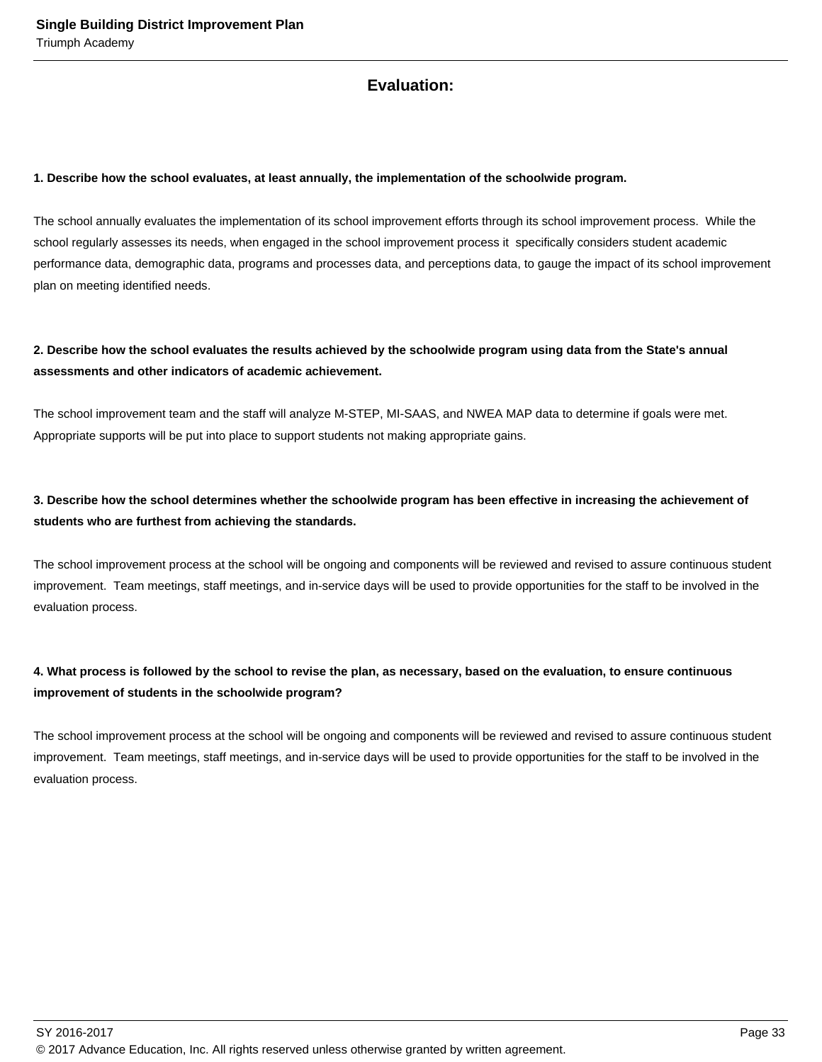## Evaluation:

**1. Describe how the school evaluates, at least annually, the implementation of the schoolwide program.**

The school annually evaluates the implementation of its school improvement efforts through its school improvement process. While the school regularly assesses its needs, when engaged in the school improvement process it specifically considers student academic performance data, demographic data, programs and processes data, and perceptions data, to gauge the impact of its school improvement plan on meeting identified needs.

**2. Describe how the school evaluates the results achieved by the schoolwide program using data from the State's annual assessments and other indicators of academic achievement.**

The school improvement team and the staff will analyze M-STEP, MI-SAAS, and NWEA MAP data to determine if goals were met. Appropriate supports will be put into place to support students not making appropriate gains.

**3. Describe how the school determines whether the schoolwide program has been effective in increasing the achievement of students who are furthest from achieving the standards.**

The school improvement process at the school will be ongoing and components will be reviewed and revised to assure continuous student improvement. Team meetings, staff meetings, and in-service days will be used to provide opportunities for the staff to be involved in the evaluation process.

**4. What process is followed by the school to revise the plan, as necessary, based on the evaluation, to ensure continuous improvement of students in the schoolwide program?**

The school improvement process at the school will be ongoing and components will be reviewed and revised to assure continuous student improvement. Team meetings, staff meetings, and in-service days will be used to provide opportunities for the staff to be involved in the evaluation process.